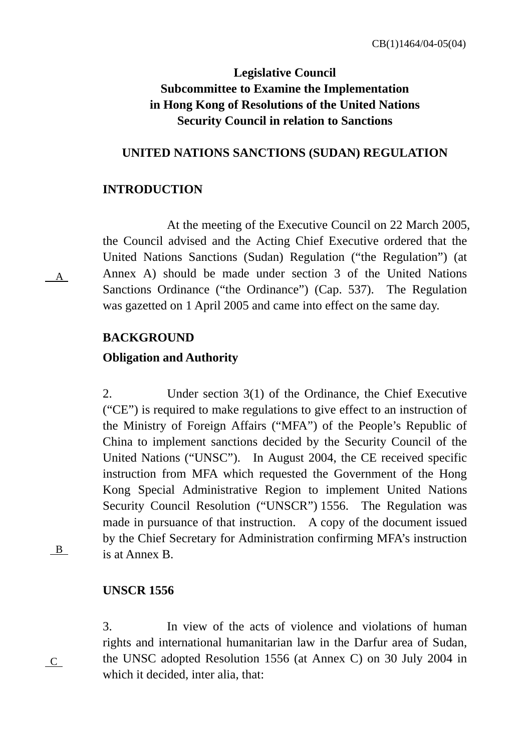CB(1)1464/04-05(04)

**Legislative Council**
**Subcommittee to Examine the Implementation**
**in Hong Kong of Resolutions of the United Nations**
**Security Council in relation to Sanctions**

**UNITED NATIONS SANCTIONS (SUDAN) REGULATION**

## INTRODUCTION

At the meeting of the Executive Council on 22 March 2005, the Council advised and the Acting Chief Executive ordered that the United Nations Sanctions (Sudan) Regulation ("the Regulation") (at Annex A) should be made under section 3 of the United Nations Sanctions Ordinance ("the Ordinance") (Cap. 537). The Regulation was gazetted on 1 April 2005 and came into effect on the same day.

A

## BACKGROUND

### Obligation and Authority

2. Under section 3(1) of the Ordinance, the Chief Executive ("CE") is required to make regulations to give effect to an instruction of the Ministry of Foreign Affairs ("MFA") of the People's Republic of China to implement sanctions decided by the Security Council of the United Nations ("UNSC"). In August 2004, the CE received specific instruction from MFA which requested the Government of the Hong Kong Special Administrative Region to implement United Nations Security Council Resolution ("UNSCR") 1556. The Regulation was made in pursuance of that instruction. A copy of the document issued by the Chief Secretary for Administration confirming MFA's instruction is at Annex B.

B

### UNSCR 1556

3. In view of the acts of violence and violations of human rights and international humanitarian law in the Darfur area of Sudan, the UNSC adopted Resolution 1556 (at Annex C) on 30 July 2004 in which it decided, inter alia, that:

C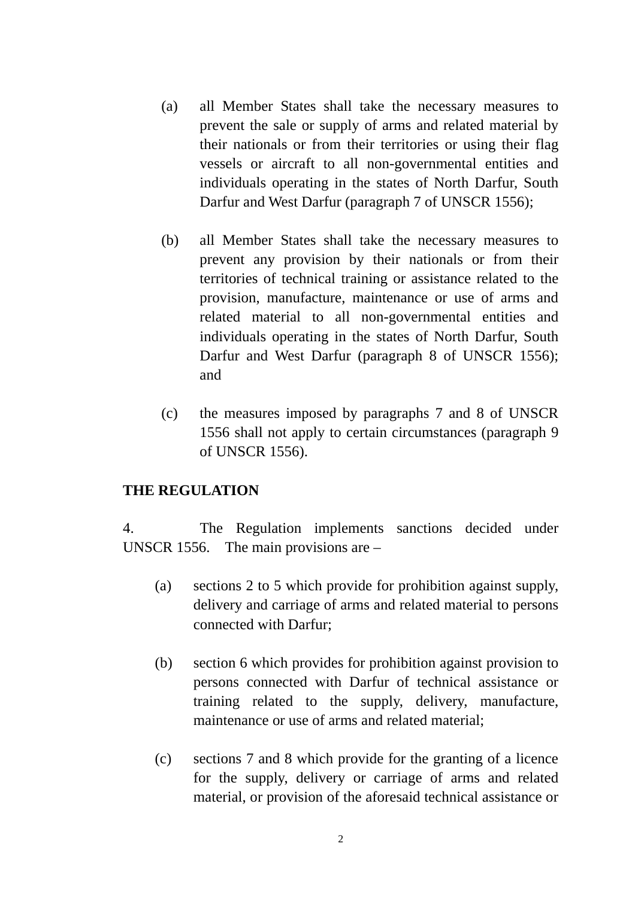(a) all Member States shall take the necessary measures to prevent the sale or supply of arms and related material by their nationals or from their territories or using their flag vessels or aircraft to all non-governmental entities and individuals operating in the states of North Darfur, South Darfur and West Darfur (paragraph 7 of UNSCR 1556);

(b) all Member States shall take the necessary measures to prevent any provision by their nationals or from their territories of technical training or assistance related to the provision, manufacture, maintenance or use of arms and related material to all non-governmental entities and individuals operating in the states of North Darfur, South Darfur and West Darfur (paragraph 8 of UNSCR 1556); and

(c) the measures imposed by paragraphs 7 and 8 of UNSCR 1556 shall not apply to certain circumstances (paragraph 9 of UNSCR 1556).

**THE REGULATION**

4. The Regulation implements sanctions decided under UNSCR 1556. The main provisions are –

(a) sections 2 to 5 which provide for prohibition against supply, delivery and carriage of arms and related material to persons connected with Darfur;

(b) section 6 which provides for prohibition against provision to persons connected with Darfur of technical assistance or training related to the supply, delivery, manufacture, maintenance or use of arms and related material;

(c) sections 7 and 8 which provide for the granting of a licence for the supply, delivery or carriage of arms and related material, or provision of the aforesaid technical assistance or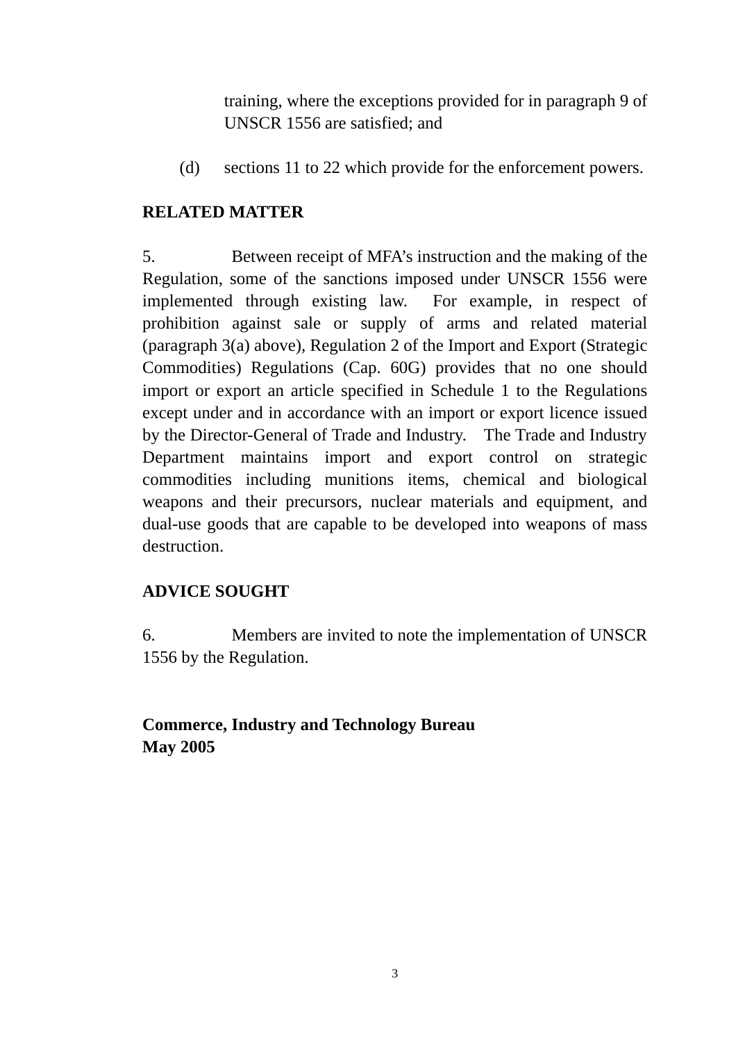training, where the exceptions provided for in paragraph 9 of UNSCR 1556 are satisfied; and

(d) sections 11 to 22 which provide for the enforcement powers.

**RELATED MATTER**

5. Between receipt of MFA's instruction and the making of the Regulation, some of the sanctions imposed under UNSCR 1556 were implemented through existing law. For example, in respect of prohibition against sale or supply of arms and related material (paragraph 3(a) above), Regulation 2 of the Import and Export (Strategic Commodities) Regulations (Cap. 60G) provides that no one should import or export an article specified in Schedule 1 to the Regulations except under and in accordance with an import or export licence issued by the Director-General of Trade and Industry. The Trade and Industry Department maintains import and export control on strategic commodities including munitions items, chemical and biological weapons and their precursors, nuclear materials and equipment, and dual-use goods that are capable to be developed into weapons of mass destruction.

**ADVICE SOUGHT**

6. Members are invited to note the implementation of UNSCR 1556 by the Regulation.

**Commerce, Industry and Technology Bureau**
**May 2005**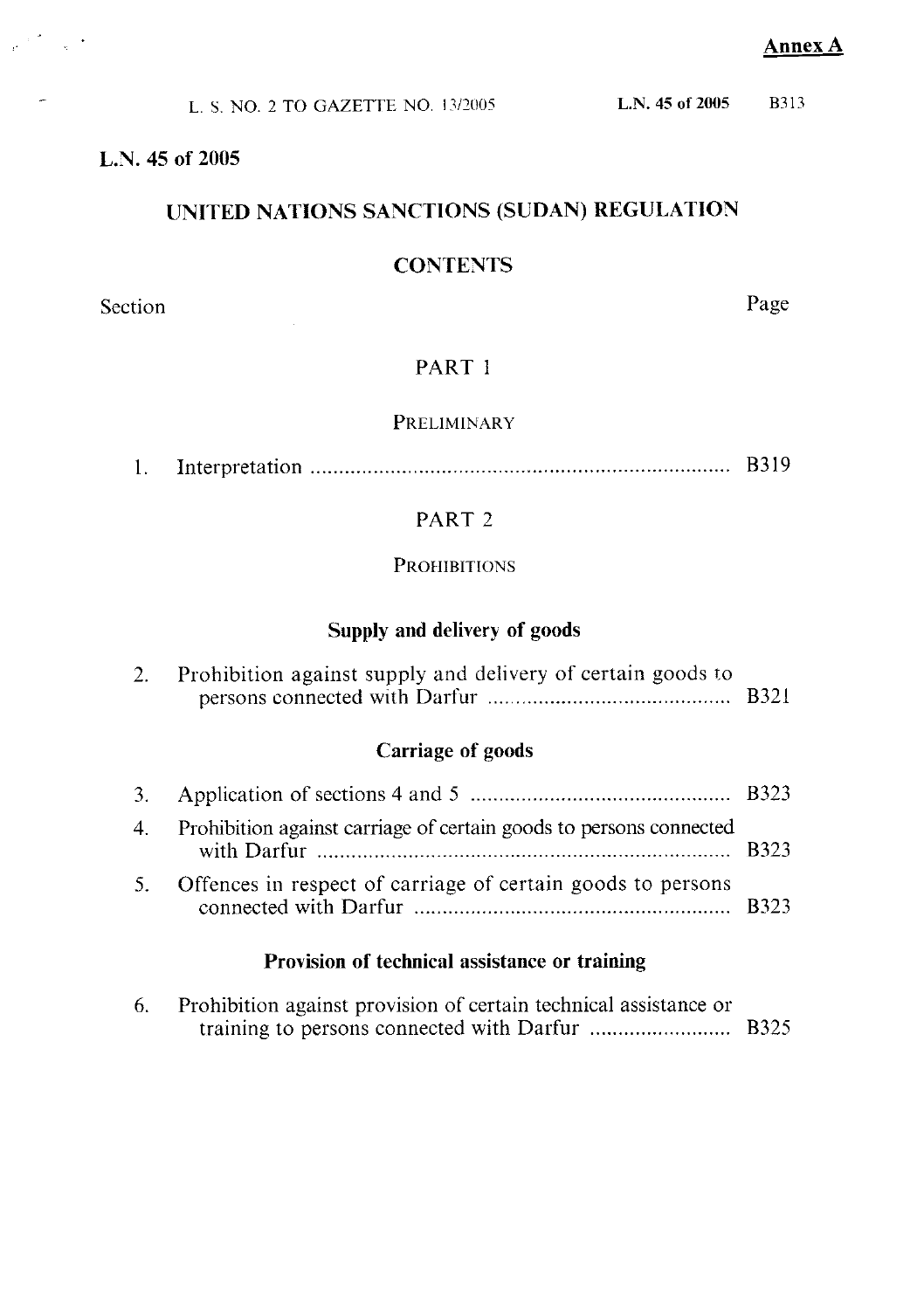**Annex A**

L.N. 45 of 2005

# UNITED NATIONS SANCTIONS (SUDAN) REGULATION

## CONTENTS

| Section | | Page |
|---|---|---|
| | **PART 1** | |
| | PRELIMINARY | |
| 1. | Interpretation | B319 |
| | **PART 2** | |
| | PROHIBITIONS | |
| | **Supply and delivery of goods** | |
| 2. | Prohibition against supply and delivery of certain goods to persons connected with Darfur | B321 |
| | **Carriage of goods** | |
| 3. | Application of sections 4 and 5 | B323 |
| 4. | Prohibition against carriage of certain goods to persons connected with Darfur | B323 |
| 5. | Offences in respect of carriage of certain goods to persons connected with Darfur | B323 |
| | **Provision of technical assistance or training** | |
| 6. | Prohibition against provision of certain technical assistance or training to persons connected with Darfur | B325 |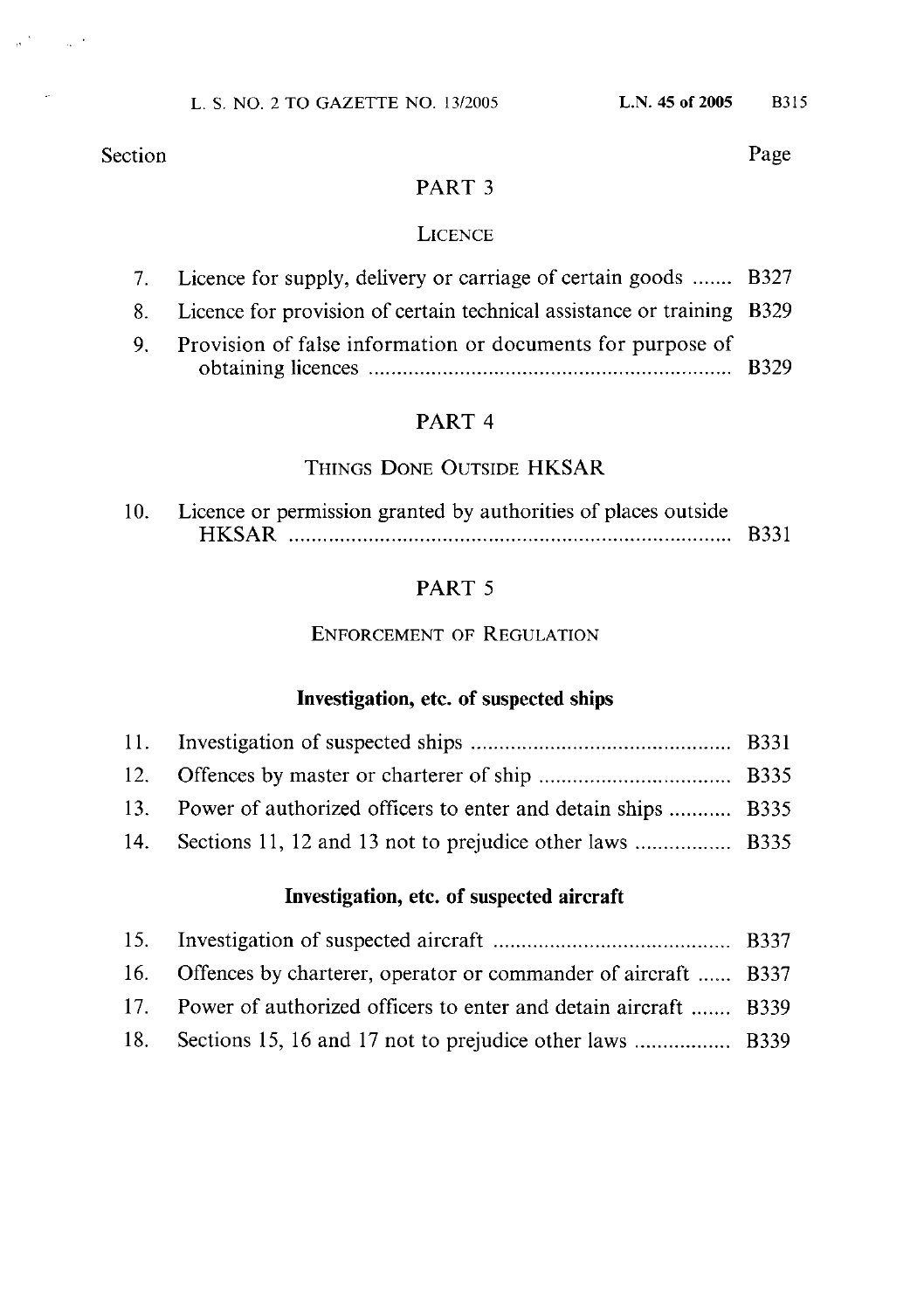| Section | | Page |
|---|---|---|

## PART 3

### LICENCE

| | | |
|---|---|---|
| 7. | Licence for supply, delivery or carriage of certain goods | B327 |
| 8. | Licence for provision of certain technical assistance or training | B329 |
| 9. | Provision of false information or documents for purpose of obtaining licences | B329 |

## PART 4

### THINGS DONE OUTSIDE HKSAR

| | | |
|---|---|---|
| 10. | Licence or permission granted by authorities of places outside HKSAR | B331 |

## PART 5

### ENFORCEMENT OF REGULATION

**Investigation, etc. of suspected ships**

| | | |
|---|---|---|
| 11. | Investigation of suspected ships | B331 |
| 12. | Offences by master or charterer of ship | B335 |
| 13. | Power of authorized officers to enter and detain ships | B335 |
| 14. | Sections 11, 12 and 13 not to prejudice other laws | B335 |

**Investigation, etc. of suspected aircraft**

| | | |
|---|---|---|
| 15. | Investigation of suspected aircraft | B337 |
| 16. | Offences by charterer, operator or commander of aircraft | B337 |
| 17. | Power of authorized officers to enter and detain aircraft | B339 |
| 18. | Sections 15, 16 and 17 not to prejudice other laws | B339 |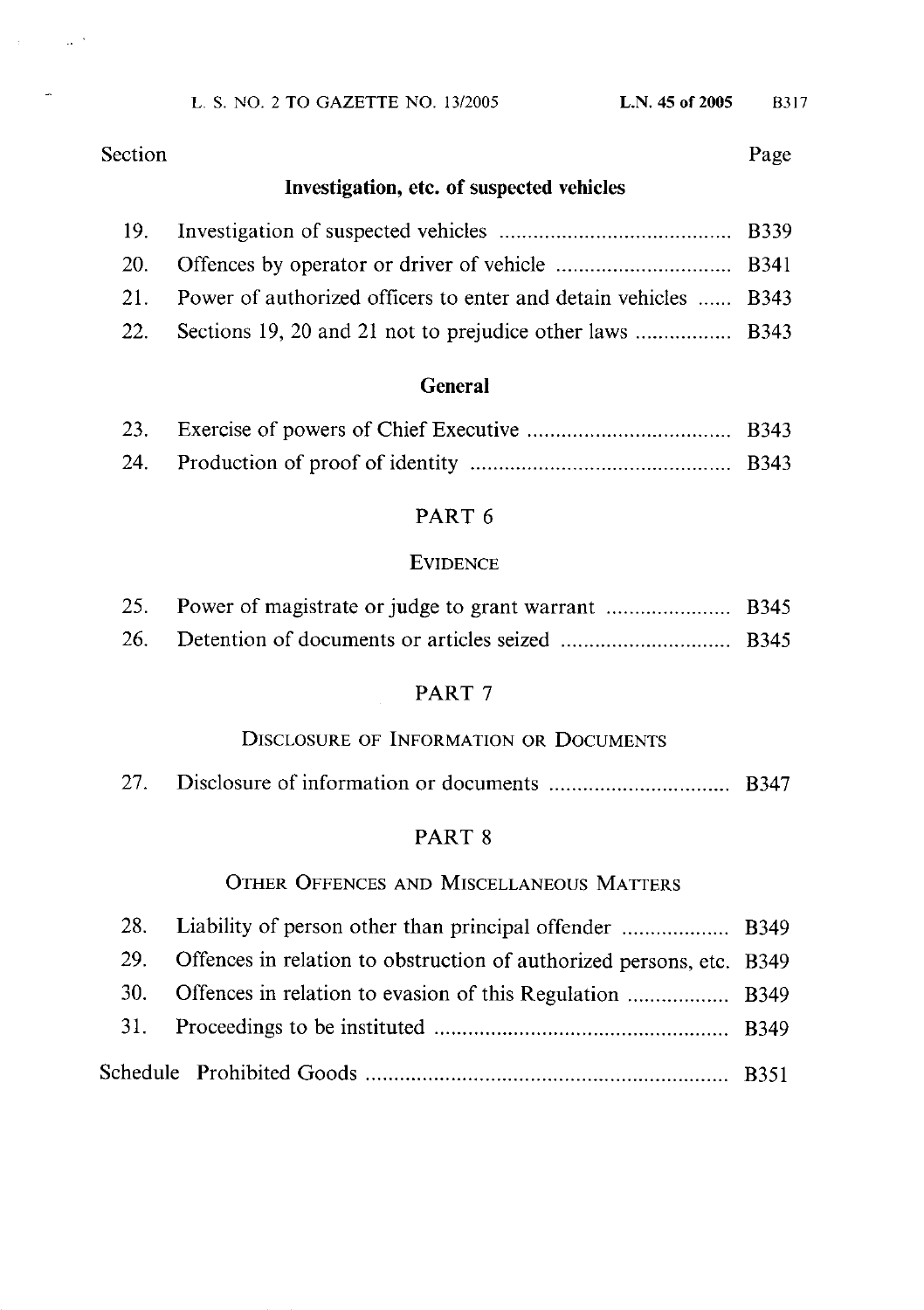| Section | | Page |
|---|---|---|
| | **Investigation, etc. of suspected vehicles** | |
| 19. | Investigation of suspected vehicles | B339 |
| 20. | Offences by operator or driver of vehicle | B341 |
| 21. | Power of authorized officers to enter and detain vehicles | B343 |
| 22. | Sections 19, 20 and 21 not to prejudice other laws | B343 |
| | **General** | |
| 23. | Exercise of powers of Chief Executive | B343 |
| 24. | Production of proof of identity | B343 |
| | PART 6 | |
| | EVIDENCE | |
| 25. | Power of magistrate or judge to grant warrant | B345 |
| 26. | Detention of documents or articles seized | B345 |
| | PART 7 | |
| | DISCLOSURE OF INFORMATION OR DOCUMENTS | |
| 27. | Disclosure of information or documents | B347 |
| | PART 8 | |
| | OTHER OFFENCES AND MISCELLANEOUS MATTERS | |
| 28. | Liability of person other than principal offender | B349 |
| 29. | Offences in relation to obstruction of authorized persons, etc. | B349 |
| 30. | Offences in relation to evasion of this Regulation | B349 |
| 31. | Proceedings to be instituted | B349 |
| Schedule | Prohibited Goods | B351 |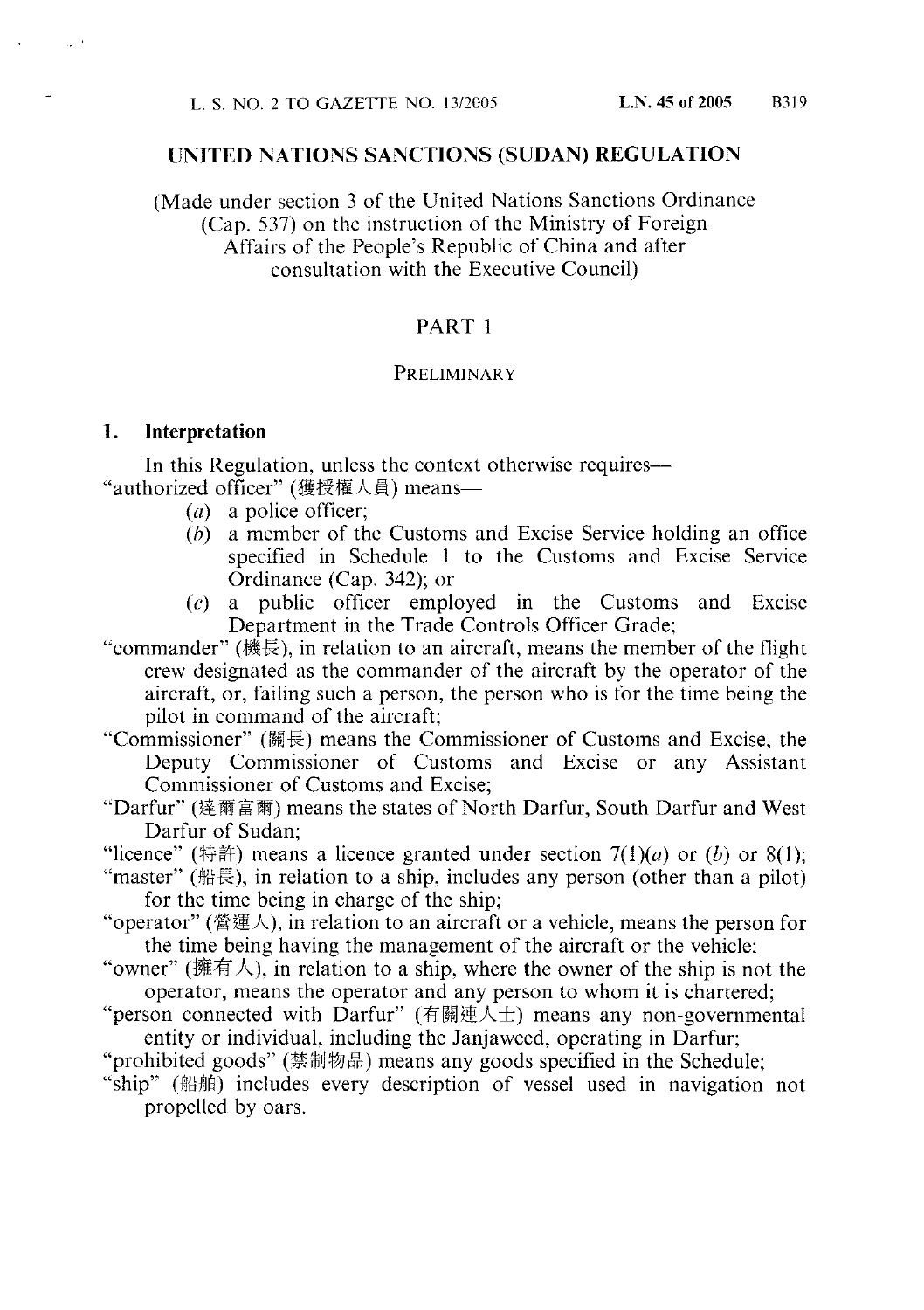# UNITED NATIONS SANCTIONS (SUDAN) REGULATION

(Made under section 3 of the United Nations Sanctions Ordinance (Cap. 537) on the instruction of the Ministry of Foreign Affairs of the People's Republic of China and after consultation with the Executive Council)

## PART 1

### PRELIMINARY

**1. Interpretation**

In this Regulation, unless the context otherwise requires—

"authorized officer" (獲授權人員) means—

- (*a*) a police officer;
- (*b*) a member of the Customs and Excise Service holding an office specified in Schedule 1 to the Customs and Excise Service Ordinance (Cap. 342); or
- (*c*) a public officer employed in the Customs and Excise Department in the Trade Controls Officer Grade;

"commander" (機長), in relation to an aircraft, means the member of the flight crew designated as the commander of the aircraft by the operator of the aircraft, or, failing such a person, the person who is for the time being the pilot in command of the aircraft;

"Commissioner" (關長) means the Commissioner of Customs and Excise, the Deputy Commissioner of Customs and Excise or any Assistant Commissioner of Customs and Excise;

"Darfur" (達爾富爾) means the states of North Darfur, South Darfur and West Darfur of Sudan;

"licence" (特許) means a licence granted under section 7(1)(*a*) or (*b*) or 8(1);

"master" (船長), in relation to a ship, includes any person (other than a pilot) for the time being in charge of the ship;

"operator" (營運人), in relation to an aircraft or a vehicle, means the person for the time being having the management of the aircraft or the vehicle;

"owner" (擁有人), in relation to a ship, where the owner of the ship is not the operator, means the operator and any person to whom it is chartered;

"person connected with Darfur" (有關連人士) means any non-governmental entity or individual, including the Janjaweed, operating in Darfur;

"prohibited goods" (禁制物品) means any goods specified in the Schedule;

"ship" (船舶) includes every description of vessel used in navigation not propelled by oars.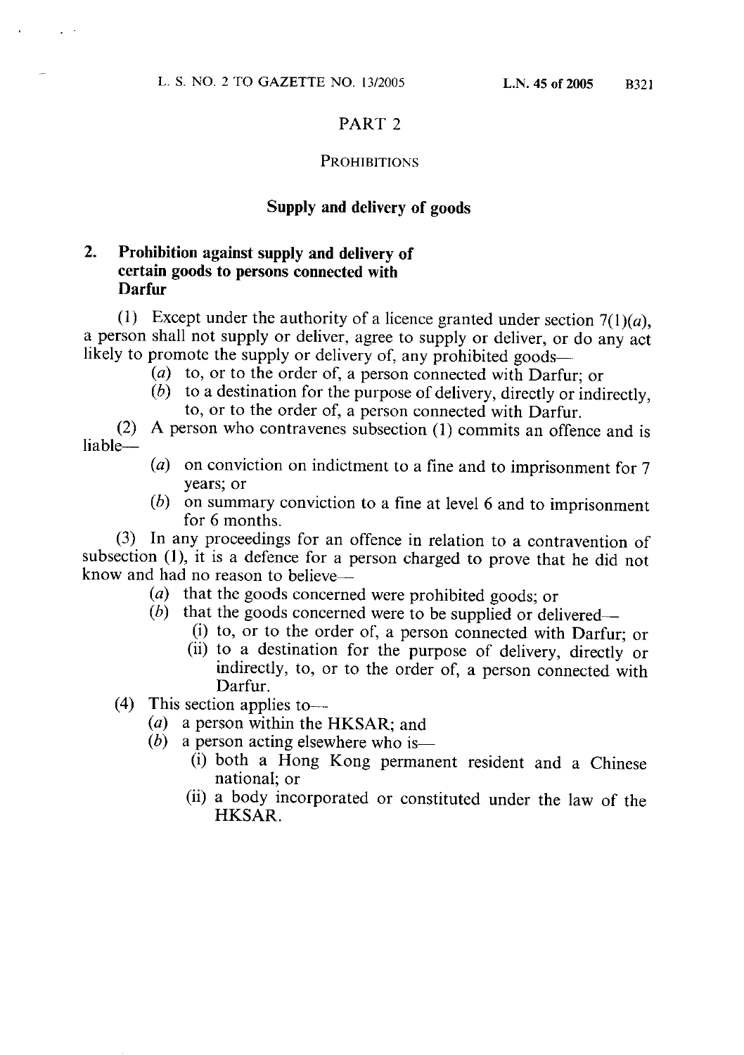## PART 2

### PROHIBITIONS

### Supply and delivery of goods

**2. Prohibition against supply and delivery of certain goods to persons connected with Darfur**

(1) Except under the authority of a licence granted under section 7(1)(*a*), a person shall not supply or deliver, agree to supply or deliver, or do any act likely to promote the supply or delivery of, any prohibited goods—

(*a*) to, or to the order of, a person connected with Darfur; or

(*b*) to a destination for the purpose of delivery, directly or indirectly, to, or to the order of, a person connected with Darfur.

(2) A person who contravenes subsection (1) commits an offence and is liable—

(*a*) on conviction on indictment to a fine and to imprisonment for 7 years; or

(*b*) on summary conviction to a fine at level 6 and to imprisonment for 6 months.

(3) In any proceedings for an offence in relation to a contravention of subsection (1), it is a defence for a person charged to prove that he did not know and had no reason to believe—

(*a*) that the goods concerned were prohibited goods; or

(*b*) that the goods concerned were to be supplied or delivered—

(i) to, or to the order of, a person connected with Darfur; or

(ii) to a destination for the purpose of delivery, directly or indirectly, to, or to the order of, a person connected with Darfur.

(4) This section applies to—

(*a*) a person within the HKSAR; and

(*b*) a person acting elsewhere who is—

(i) both a Hong Kong permanent resident and a Chinese national; or

(ii) a body incorporated or constituted under the law of the HKSAR.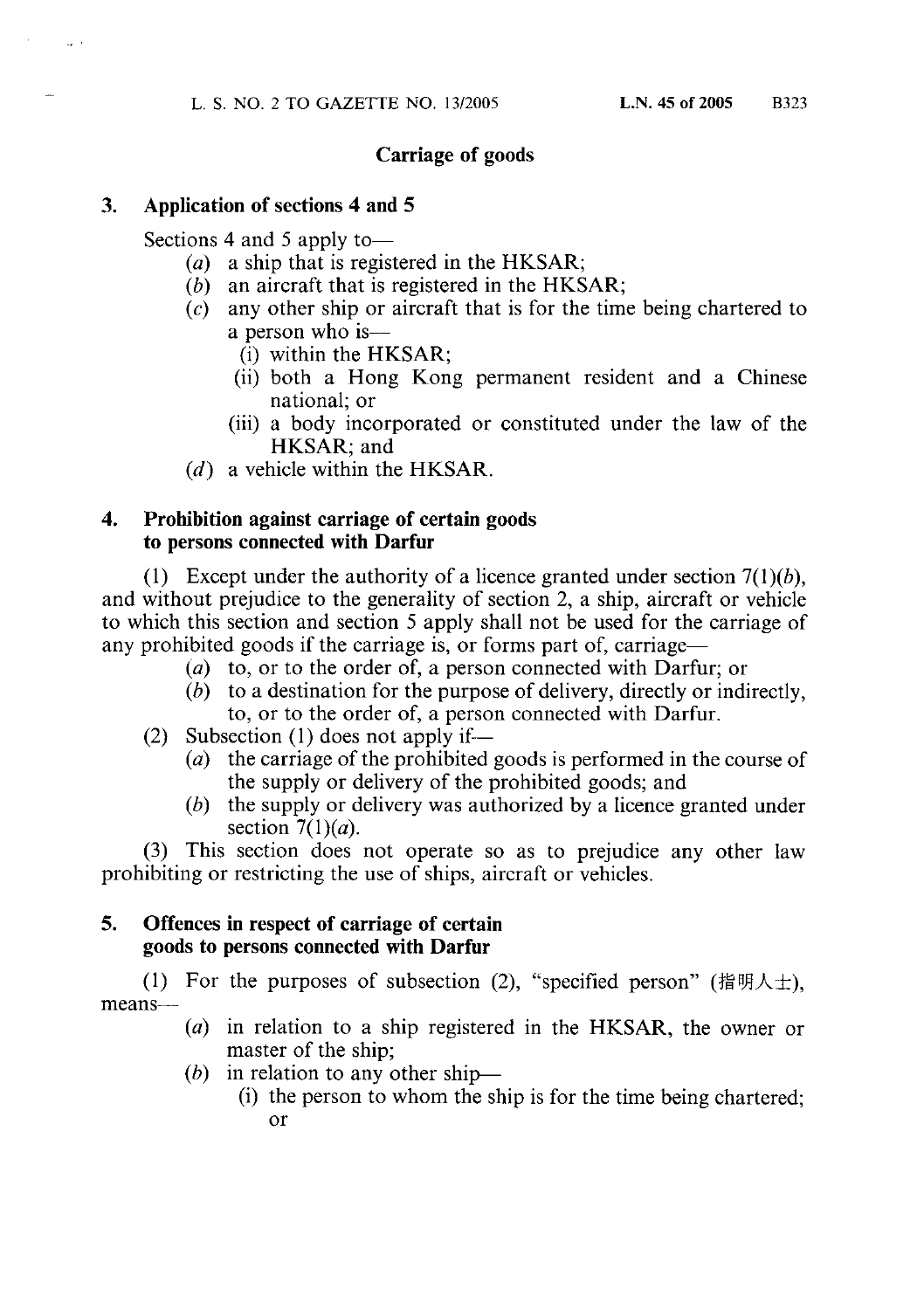## Carriage of goods

### 3. Application of sections 4 and 5

Sections 4 and 5 apply to—

- (*a*) a ship that is registered in the HKSAR;
- (*b*) an aircraft that is registered in the HKSAR;
- (*c*) any other ship or aircraft that is for the time being chartered to a person who is—
  - (i) within the HKSAR;
  - (ii) both a Hong Kong permanent resident and a Chinese national; or
  - (iii) a body incorporated or constituted under the law of the HKSAR; and
- (*d*) a vehicle within the HKSAR.

### 4. Prohibition against carriage of certain goods to persons connected with Darfur

(1) Except under the authority of a licence granted under section 7(1)(*b*), and without prejudice to the generality of section 2, a ship, aircraft or vehicle to which this section and section 5 apply shall not be used for the carriage of any prohibited goods if the carriage is, or forms part of, carriage—

- (*a*) to, or to the order of, a person connected with Darfur; or
- (*b*) to a destination for the purpose of delivery, directly or indirectly, to, or to the order of, a person connected with Darfur.

(2) Subsection (1) does not apply if—

- (*a*) the carriage of the prohibited goods is performed in the course of the supply or delivery of the prohibited goods; and
- (*b*) the supply or delivery was authorized by a licence granted under section 7(1)(*a*).

(3) This section does not operate so as to prejudice any other law prohibiting or restricting the use of ships, aircraft or vehicles.

### 5. Offences in respect of carriage of certain goods to persons connected with Darfur

(1) For the purposes of subsection (2), "specified person" (指明人士), means—

- (*a*) in relation to a ship registered in the HKSAR, the owner or master of the ship;
- (*b*) in relation to any other ship—
  - (i) the person to whom the ship is for the time being chartered; or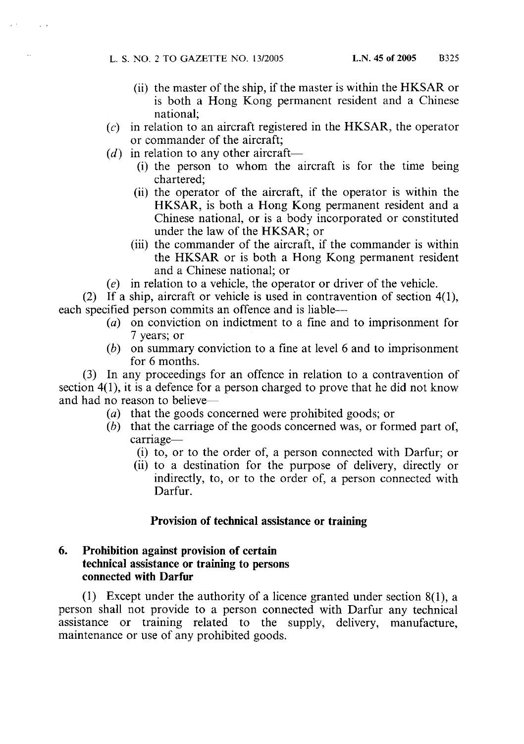(ii) the master of the ship, if the master is within the HKSAR or is both a Hong Kong permanent resident and a Chinese national;

(*c*) in relation to an aircraft registered in the HKSAR, the operator or commander of the aircraft;

(*d*) in relation to any other aircraft—

(i) the person to whom the aircraft is for the time being chartered;

(ii) the operator of the aircraft, if the operator is within the HKSAR, is both a Hong Kong permanent resident and a Chinese national, or is a body incorporated or constituted under the law of the HKSAR; or

(iii) the commander of the aircraft, if the commander is within the HKSAR or is both a Hong Kong permanent resident and a Chinese national; or

(*e*) in relation to a vehicle, the operator or driver of the vehicle.

(2) If a ship, aircraft or vehicle is used in contravention of section 4(1), each specified person commits an offence and is liable—

(*a*) on conviction on indictment to a fine and to imprisonment for 7 years; or

(*b*) on summary conviction to a fine at level 6 and to imprisonment for 6 months.

(3) In any proceedings for an offence in relation to a contravention of section 4(1), it is a defence for a person charged to prove that he did not know and had no reason to believe—

(*a*) that the goods concerned were prohibited goods; or

(*b*) that the carriage of the goods concerned was, or formed part of, carriage—

(i) to, or to the order of, a person connected with Darfur; or

(ii) to a destination for the purpose of delivery, directly or indirectly, to, or to the order of, a person connected with Darfur.

## Provision of technical assistance or training

### 6. Prohibition against provision of certain technical assistance or training to persons connected with Darfur

(1) Except under the authority of a licence granted under section 8(1), a person shall not provide to a person connected with Darfur any technical assistance or training related to the supply, delivery, manufacture, maintenance or use of any prohibited goods.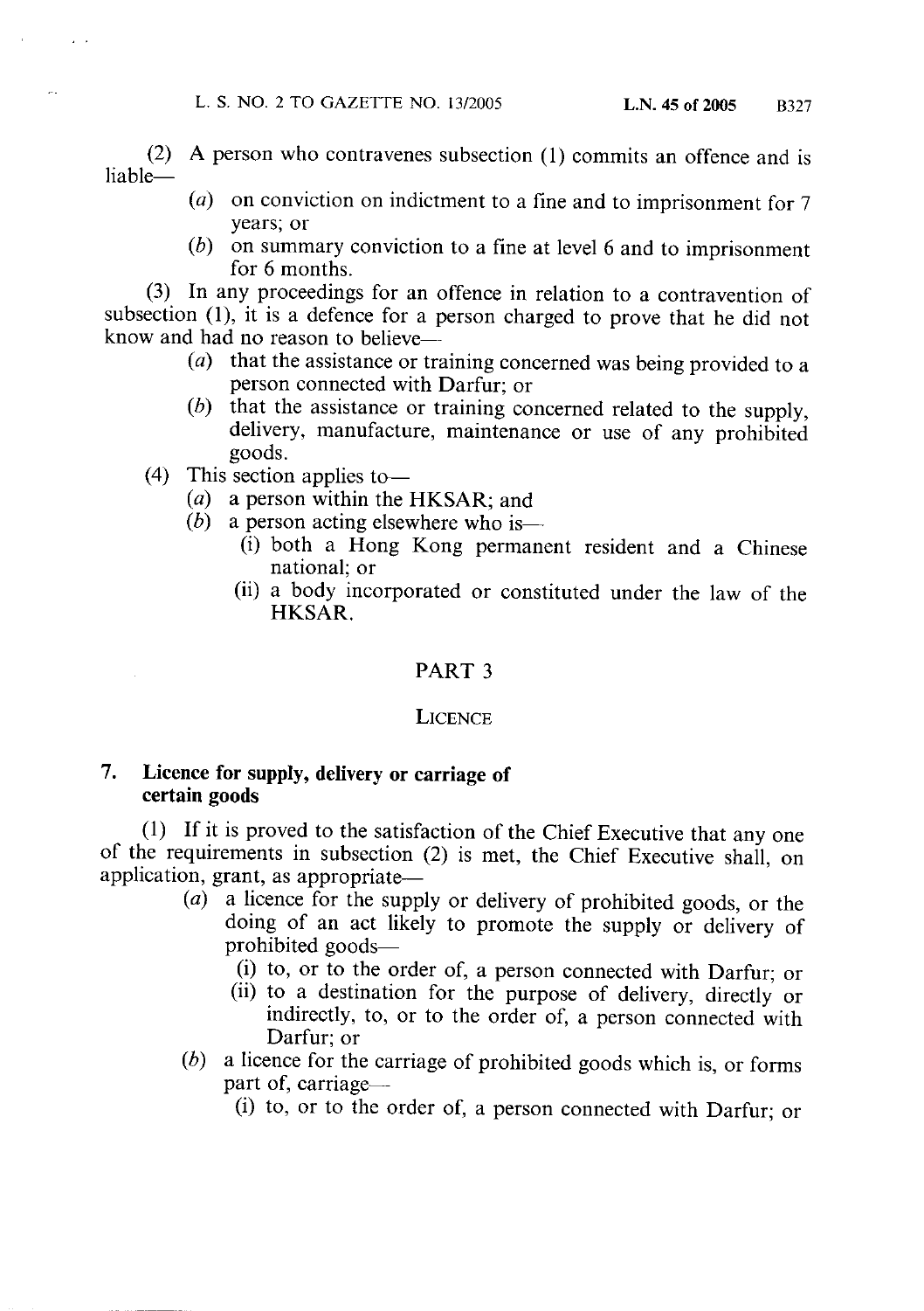(2) A person who contravenes subsection (1) commits an offence and is liable—

(a) on conviction on indictment to a fine and to imprisonment for 7 years; or

(b) on summary conviction to a fine at level 6 and to imprisonment for 6 months.

(3) In any proceedings for an offence in relation to a contravention of subsection (1), it is a defence for a person charged to prove that he did not know and had no reason to believe—

(a) that the assistance or training concerned was being provided to a person connected with Darfur; or

(b) that the assistance or training concerned related to the supply, delivery, manufacture, maintenance or use of any prohibited goods.

(4) This section applies to—

(a) a person within the HKSAR; and

(b) a person acting elsewhere who is—

(i) both a Hong Kong permanent resident and a Chinese national; or

(ii) a body incorporated or constituted under the law of the HKSAR.

## PART 3

## LICENCE

### 7. Licence for supply, delivery or carriage of certain goods

(1) If it is proved to the satisfaction of the Chief Executive that any one of the requirements in subsection (2) is met, the Chief Executive shall, on application, grant, as appropriate—

(a) a licence for the supply or delivery of prohibited goods, or the doing of an act likely to promote the supply or delivery of prohibited goods—

(i) to, or to the order of, a person connected with Darfur; or

(ii) to a destination for the purpose of delivery, directly or indirectly, to, or to the order of, a person connected with Darfur; or

(b) a licence for the carriage of prohibited goods which is, or forms part of, carriage—

(i) to, or to the order of, a person connected with Darfur; or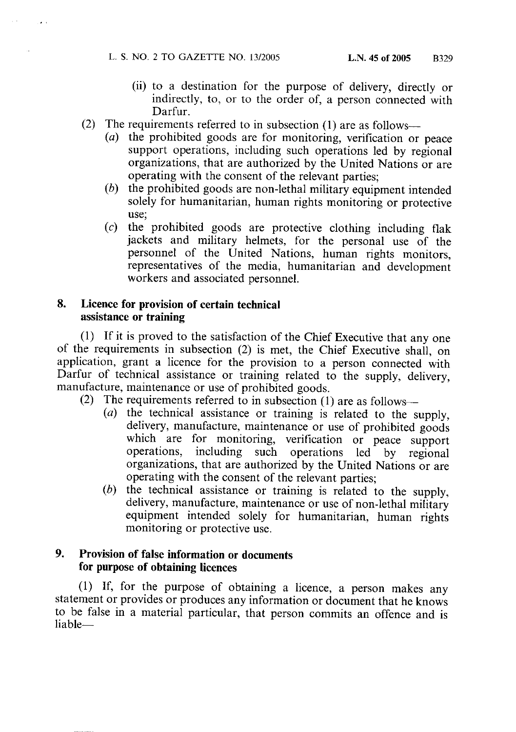(ii) to a destination for the purpose of delivery, directly or indirectly, to, or to the order of, a person connected with Darfur.

(2) The requirements referred to in subsection (1) are as follows—

(*a*) the prohibited goods are for monitoring, verification or peace support operations, including such operations led by regional organizations, that are authorized by the United Nations or are operating with the consent of the relevant parties;

(*b*) the prohibited goods are non-lethal military equipment intended solely for humanitarian, human rights monitoring or protective use;

(*c*) the prohibited goods are protective clothing including flak jackets and military helmets, for the personal use of the personnel of the United Nations, human rights monitors, representatives of the media, humanitarian and development workers and associated personnel.

## 8. Licence for provision of certain technical assistance or training

(1) If it is proved to the satisfaction of the Chief Executive that any one of the requirements in subsection (2) is met, the Chief Executive shall, on application, grant a licence for the provision to a person connected with Darfur of technical assistance or training related to the supply, delivery, manufacture, maintenance or use of prohibited goods.

(2) The requirements referred to in subsection (1) are as follows—

(*a*) the technical assistance or training is related to the supply, delivery, manufacture, maintenance or use of prohibited goods which are for monitoring, verification or peace support operations, including such operations led by regional organizations, that are authorized by the United Nations or are operating with the consent of the relevant parties;

(*b*) the technical assistance or training is related to the supply, delivery, manufacture, maintenance or use of non-lethal military equipment intended solely for humanitarian, human rights monitoring or protective use.

## 9. Provision of false information or documents for purpose of obtaining licences

(1) If, for the purpose of obtaining a licence, a person makes any statement or provides or produces any information or document that he knows to be false in a material particular, that person commits an offence and is liable—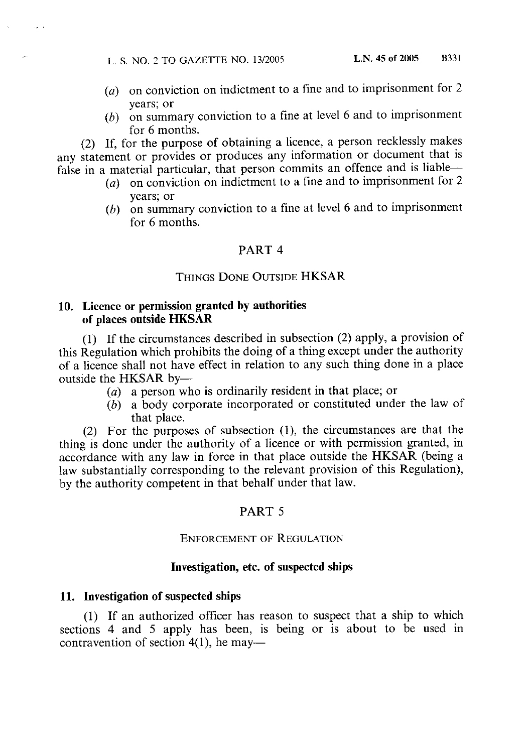(a) on conviction on indictment to a fine and to imprisonment for 2 years; or

(b) on summary conviction to a fine at level 6 and to imprisonment for 6 months.

(2) If, for the purpose of obtaining a licence, a person recklessly makes any statement or provides or produces any information or document that is false in a material particular, that person commits an offence and is liable—

(a) on conviction on indictment to a fine and to imprisonment for 2 years; or

(b) on summary conviction to a fine at level 6 and to imprisonment for 6 months.

## PART 4

### THINGS DONE OUTSIDE HKSAR

**10. Licence or permission granted by authorities of places outside HKSAR**

(1) If the circumstances described in subsection (2) apply, a provision of this Regulation which prohibits the doing of a thing except under the authority of a licence shall not have effect in relation to any such thing done in a place outside the HKSAR by—

(a) a person who is ordinarily resident in that place; or

(b) a body corporate incorporated or constituted under the law of that place.

(2) For the purposes of subsection (1), the circumstances are that the thing is done under the authority of a licence or with permission granted, in accordance with any law in force in that place outside the HKSAR (being a law substantially corresponding to the relevant provision of this Regulation), by the authority competent in that behalf under that law.

## PART 5

### ENFORCEMENT OF REGULATION

**Investigation, etc. of suspected ships**

**11. Investigation of suspected ships**

(1) If an authorized officer has reason to suspect that a ship to which sections 4 and 5 apply has been, is being or is about to be used in contravention of section 4(1), he may—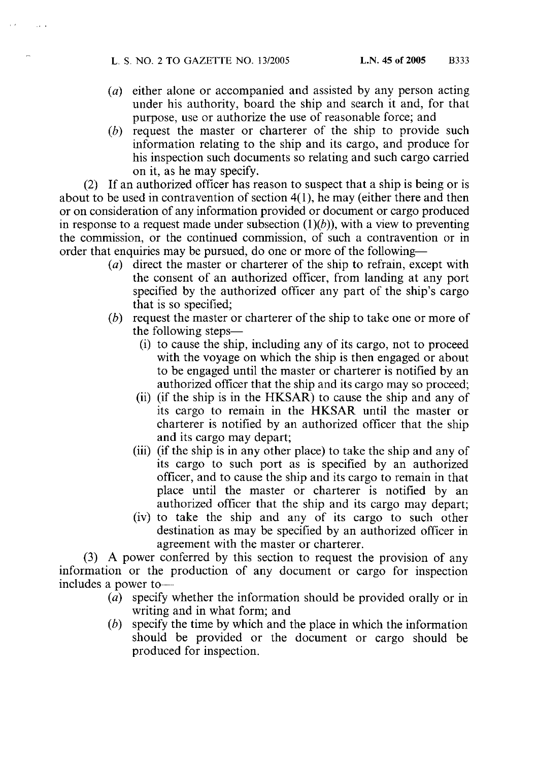(*a*) either alone or accompanied and assisted by any person acting under his authority, board the ship and search it and, for that purpose, use or authorize the use of reasonable force; and

(*b*) request the master or charterer of the ship to provide such information relating to the ship and its cargo, and produce for his inspection such documents so relating and such cargo carried on it, as he may specify.

(2) If an authorized officer has reason to suspect that a ship is being or is about to be used in contravention of section 4(1), he may (either there and then or on consideration of any information provided or document or cargo produced in response to a request made under subsection (1)(*b*)), with a view to preventing the commission, or the continued commission, of such a contravention or in order that enquiries may be pursued, do one or more of the following—

(*a*) direct the master or charterer of the ship to refrain, except with the consent of an authorized officer, from landing at any port specified by the authorized officer any part of the ship's cargo that is so specified;

(*b*) request the master or charterer of the ship to take one or more of the following steps—

(i) to cause the ship, including any of its cargo, not to proceed with the voyage on which the ship is then engaged or about to be engaged until the master or charterer is notified by an authorized officer that the ship and its cargo may so proceed;

(ii) (if the ship is in the HKSAR) to cause the ship and any of its cargo to remain in the HKSAR until the master or charterer is notified by an authorized officer that the ship and its cargo may depart;

(iii) (if the ship is in any other place) to take the ship and any of its cargo to such port as is specified by an authorized officer, and to cause the ship and its cargo to remain in that place until the master or charterer is notified by an authorized officer that the ship and its cargo may depart;

(iv) to take the ship and any of its cargo to such other destination as may be specified by an authorized officer in agreement with the master or charterer.

(3) A power conferred by this section to request the provision of any information or the production of any document or cargo for inspection includes a power to—

(*a*) specify whether the information should be provided orally or in writing and in what form; and

(*b*) specify the time by which and the place in which the information should be provided or the document or cargo should be produced for inspection.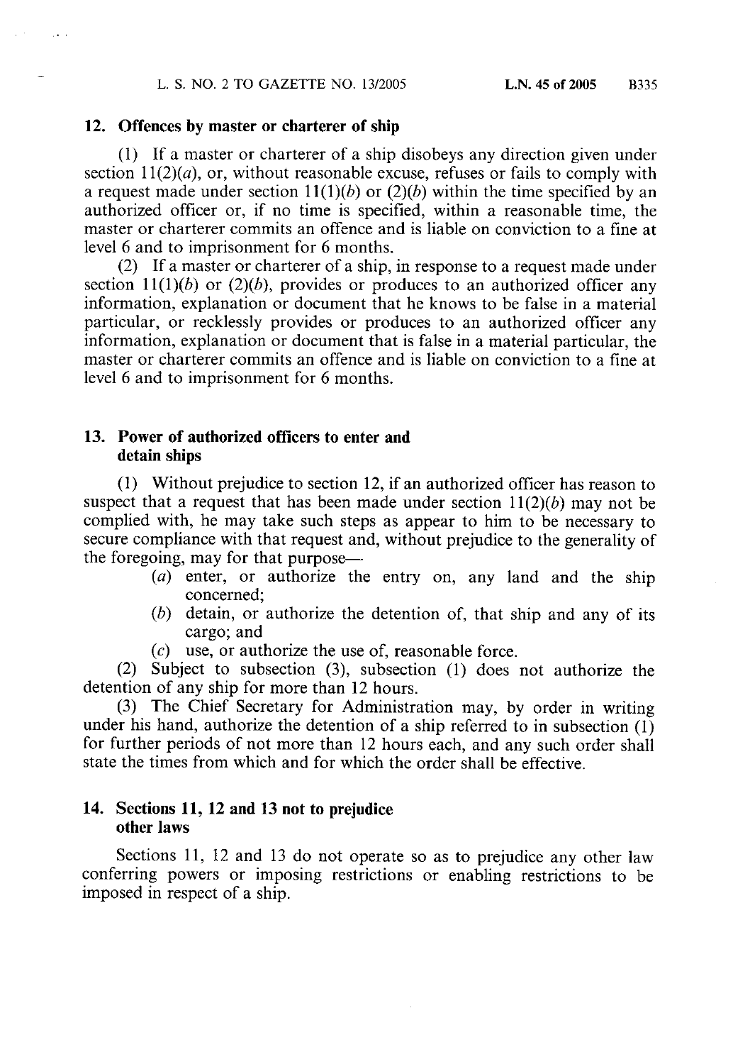## 12. Offences by master or charterer of ship

(1) If a master or charterer of a ship disobeys any direction given under section 11(2)(*a*), or, without reasonable excuse, refuses or fails to comply with a request made under section 11(1)(*b*) or (2)(*b*) within the time specified by an authorized officer or, if no time is specified, within a reasonable time, the master or charterer commits an offence and is liable on conviction to a fine at level 6 and to imprisonment for 6 months.

(2) If a master or charterer of a ship, in response to a request made under section 11(1)(*b*) or (2)(*b*), provides or produces to an authorized officer any information, explanation or document that he knows to be false in a material particular, or recklessly provides or produces to an authorized officer any information, explanation or document that is false in a material particular, the master or charterer commits an offence and is liable on conviction to a fine at level 6 and to imprisonment for 6 months.

## 13. Power of authorized officers to enter and detain ships

(1) Without prejudice to section 12, if an authorized officer has reason to suspect that a request that has been made under section 11(2)(*b*) may not be complied with, he may take such steps as appear to him to be necessary to secure compliance with that request and, without prejudice to the generality of the foregoing, may for that purpose—

- (*a*) enter, or authorize the entry on, any land and the ship concerned;
- (*b*) detain, or authorize the detention of, that ship and any of its cargo; and
- (*c*) use, or authorize the use of, reasonable force.

(2) Subject to subsection (3), subsection (1) does not authorize the detention of any ship for more than 12 hours.

(3) The Chief Secretary for Administration may, by order in writing under his hand, authorize the detention of a ship referred to in subsection (1) for further periods of not more than 12 hours each, and any such order shall state the times from which and for which the order shall be effective.

## 14. Sections 11, 12 and 13 not to prejudice other laws

Sections 11, 12 and 13 do not operate so as to prejudice any other law conferring powers or imposing restrictions or enabling restrictions to be imposed in respect of a ship.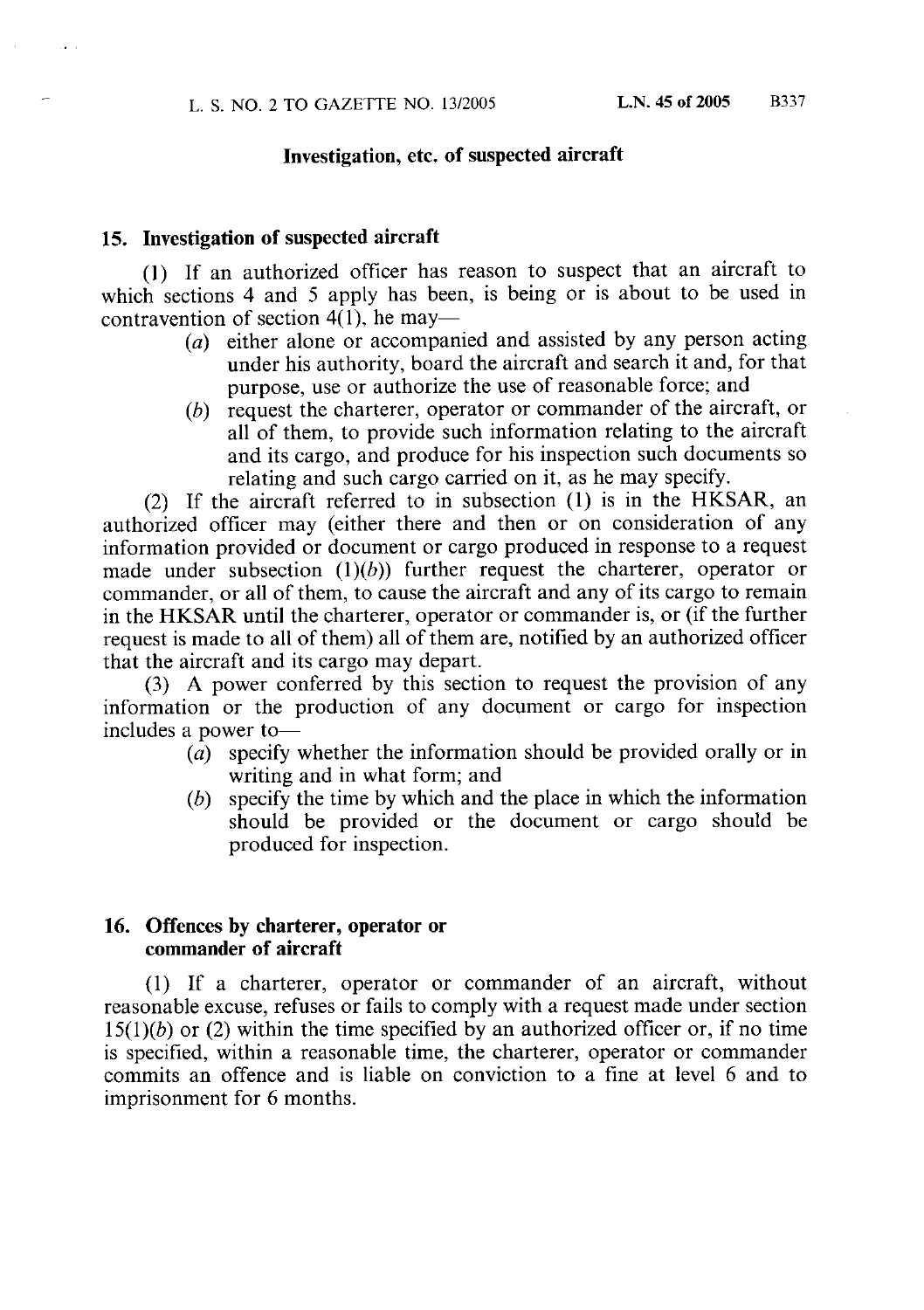## Investigation, etc. of suspected aircraft

### 15. Investigation of suspected aircraft

(1) If an authorized officer has reason to suspect that an aircraft to which sections 4 and 5 apply has been, is being or is about to be used in contravention of section 4(1), he may—

(*a*) either alone or accompanied and assisted by any person acting under his authority, board the aircraft and search it and, for that purpose, use or authorize the use of reasonable force; and

(*b*) request the charterer, operator or commander of the aircraft, or all of them, to provide such information relating to the aircraft and its cargo, and produce for his inspection such documents so relating and such cargo carried on it, as he may specify.

(2) If the aircraft referred to in subsection (1) is in the HKSAR, an authorized officer may (either there and then or on consideration of any information provided or document or cargo produced in response to a request made under subsection (1)(*b*)) further request the charterer, operator or commander, or all of them, to cause the aircraft and any of its cargo to remain in the HKSAR until the charterer, operator or commander is, or (if the further request is made to all of them) all of them are, notified by an authorized officer that the aircraft and its cargo may depart.

(3) A power conferred by this section to request the provision of any information or the production of any document or cargo for inspection includes a power to—

(*a*) specify whether the information should be provided orally or in writing and in what form; and

(*b*) specify the time by which and the place in which the information should be provided or the document or cargo should be produced for inspection.

### 16. Offences by charterer, operator or commander of aircraft

(1) If a charterer, operator or commander of an aircraft, without reasonable excuse, refuses or fails to comply with a request made under section 15(1)(*b*) or (2) within the time specified by an authorized officer or, if no time is specified, within a reasonable time, the charterer, operator or commander commits an offence and is liable on conviction to a fine at level 6 and to imprisonment for 6 months.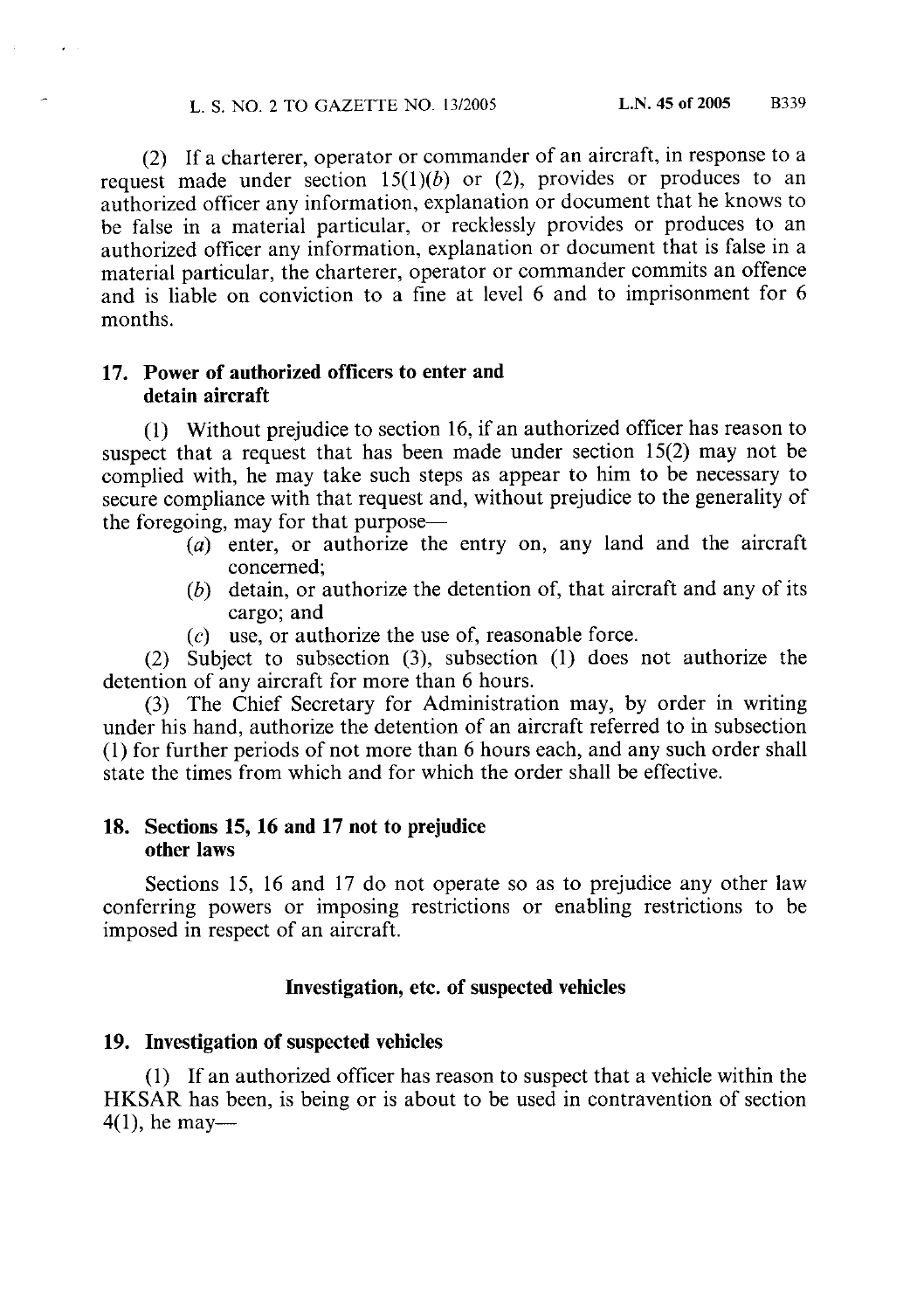(2) If a charterer, operator or commander of an aircraft, in response to a request made under section 15(1)(*b*) or (2), provides or produces to an authorized officer any information, explanation or document that he knows to be false in a material particular, or recklessly provides or produces to an authorized officer any information, explanation or document that is false in a material particular, the charterer, operator or commander commits an offence and is liable on conviction to a fine at level 6 and to imprisonment for 6 months.

### 17. Power of authorized officers to enter and detain aircraft

(1) Without prejudice to section 16, if an authorized officer has reason to suspect that a request that has been made under section 15(2) may not be complied with, he may take such steps as appear to him to be necessary to secure compliance with that request and, without prejudice to the generality of the foregoing, may for that purpose—

- (*a*) enter, or authorize the entry on, any land and the aircraft concerned;
- (*b*) detain, or authorize the detention of, that aircraft and any of its cargo; and
- (*c*) use, or authorize the use of, reasonable force.

(2) Subject to subsection (3), subsection (1) does not authorize the detention of any aircraft for more than 6 hours.

(3) The Chief Secretary for Administration may, by order in writing under his hand, authorize the detention of an aircraft referred to in subsection (1) for further periods of not more than 6 hours each, and any such order shall state the times from which and for which the order shall be effective.

### 18. Sections 15, 16 and 17 not to prejudice other laws

Sections 15, 16 and 17 do not operate so as to prejudice any other law conferring powers or imposing restrictions or enabling restrictions to be imposed in respect of an aircraft.

## Investigation, etc. of suspected vehicles

### 19. Investigation of suspected vehicles

(1) If an authorized officer has reason to suspect that a vehicle within the HKSAR has been, is being or is about to be used in contravention of section 4(1), he may—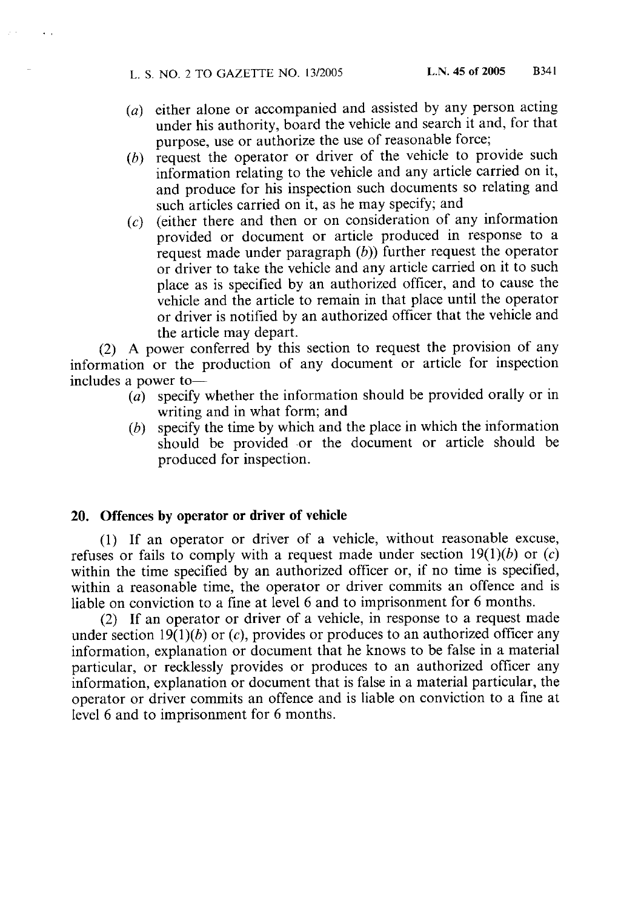(*a*) either alone or accompanied and assisted by any person acting under his authority, board the vehicle and search it and, for that purpose, use or authorize the use of reasonable force;

(*b*) request the operator or driver of the vehicle to provide such information relating to the vehicle and any article carried on it, and produce for his inspection such documents so relating and such articles carried on it, as he may specify; and

(*c*) (either there and then or on consideration of any information provided or document or article produced in response to a request made under paragraph (*b*)) further request the operator or driver to take the vehicle and any article carried on it to such place as is specified by an authorized officer, and to cause the vehicle and the article to remain in that place until the operator or driver is notified by an authorized officer that the vehicle and the article may depart.

(2) A power conferred by this section to request the provision of any information or the production of any document or article for inspection includes a power to—

(*a*) specify whether the information should be provided orally or in writing and in what form; and

(*b*) specify the time by which and the place in which the information should be provided or the document or article should be produced for inspection.

**20. Offences by operator or driver of vehicle**

(1) If an operator or driver of a vehicle, without reasonable excuse, refuses or fails to comply with a request made under section 19(1)(*b*) or (*c*) within the time specified by an authorized officer or, if no time is specified, within a reasonable time, the operator or driver commits an offence and is liable on conviction to a fine at level 6 and to imprisonment for 6 months.

(2) If an operator or driver of a vehicle, in response to a request made under section 19(1)(*b*) or (*c*), provides or produces to an authorized officer any information, explanation or document that he knows to be false in a material particular, or recklessly provides or produces to an authorized officer any information, explanation or document that is false in a material particular, the operator or driver commits an offence and is liable on conviction to a fine at level 6 and to imprisonment for 6 months.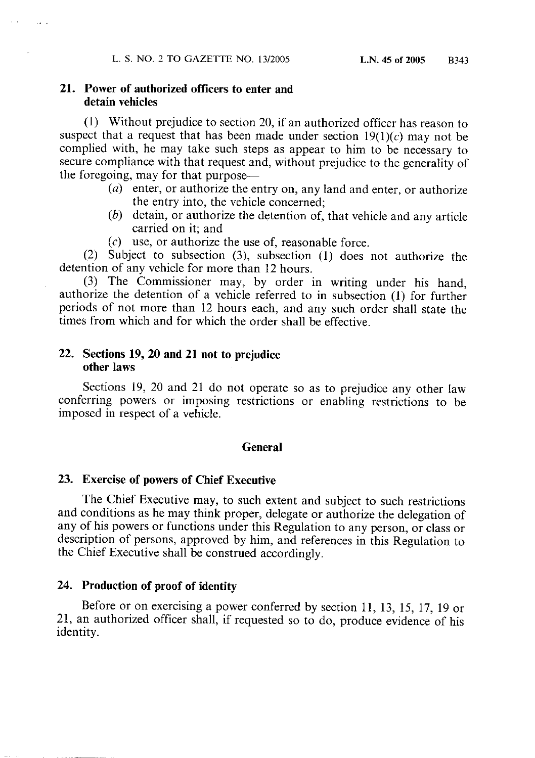## 21. Power of authorized officers to enter and detain vehicles

(1) Without prejudice to section 20, if an authorized officer has reason to suspect that a request that has been made under section 19(1)(*c*) may not be complied with, he may take such steps as appear to him to be necessary to secure compliance with that request and, without prejudice to the generality of the foregoing, may for that purpose—

- (*a*) enter, or authorize the entry on, any land and enter, or authorize the entry into, the vehicle concerned;
- (*b*) detain, or authorize the detention of, that vehicle and any article carried on it; and
- (*c*) use, or authorize the use of, reasonable force.

(2) Subject to subsection (3), subsection (1) does not authorize the detention of any vehicle for more than 12 hours.

(3) The Commissioner may, by order in writing under his hand, authorize the detention of a vehicle referred to in subsection (1) for further periods of not more than 12 hours each, and any such order shall state the times from which and for which the order shall be effective.

## 22. Sections 19, 20 and 21 not to prejudice other laws

Sections 19, 20 and 21 do not operate so as to prejudice any other law conferring powers or imposing restrictions or enabling restrictions to be imposed in respect of a vehicle.

### General

## 23. Exercise of powers of Chief Executive

The Chief Executive may, to such extent and subject to such restrictions and conditions as he may think proper, delegate or authorize the delegation of any of his powers or functions under this Regulation to any person, or class or description of persons, approved by him, and references in this Regulation to the Chief Executive shall be construed accordingly.

## 24. Production of proof of identity

Before or on exercising a power conferred by section 11, 13, 15, 17, 19 or 21, an authorized officer shall, if requested so to do, produce evidence of his identity.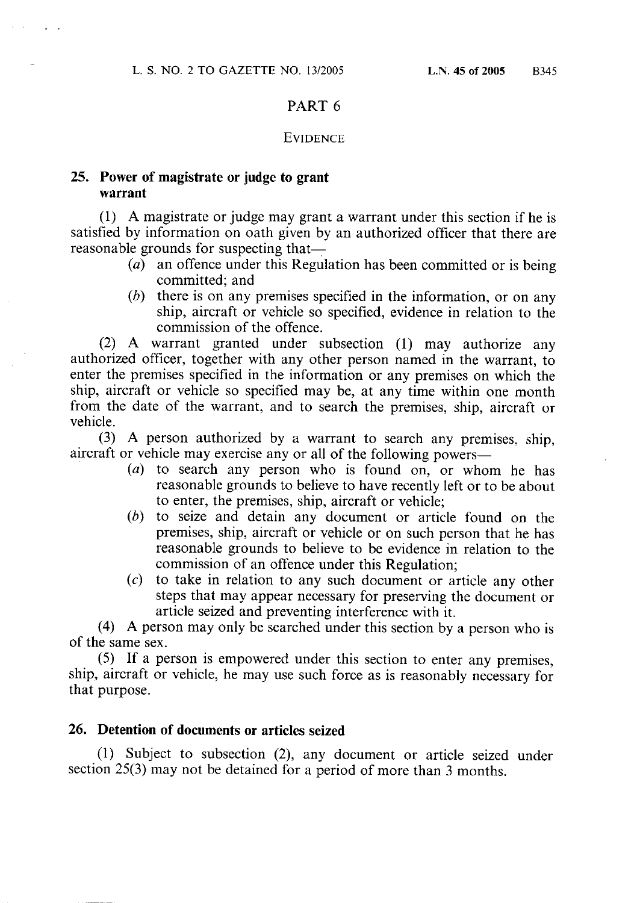## PART 6

### EVIDENCE

#### 25. Power of magistrate or judge to grant warrant

(1) A magistrate or judge may grant a warrant under this section if he is satisfied by information on oath given by an authorized officer that there are reasonable grounds for suspecting that—

- (*a*) an offence under this Regulation has been committed or is being committed; and
- (*b*) there is on any premises specified in the information, or on any ship, aircraft or vehicle so specified, evidence in relation to the commission of the offence.

(2) A warrant granted under subsection (1) may authorize any authorized officer, together with any other person named in the warrant, to enter the premises specified in the information or any premises on which the ship, aircraft or vehicle so specified may be, at any time within one month from the date of the warrant, and to search the premises, ship, aircraft or vehicle.

(3) A person authorized by a warrant to search any premises, ship, aircraft or vehicle may exercise any or all of the following powers—

- (*a*) to search any person who is found on, or whom he has reasonable grounds to believe to have recently left or to be about to enter, the premises, ship, aircraft or vehicle;
- (*b*) to seize and detain any document or article found on the premises, ship, aircraft or vehicle or on such person that he has reasonable grounds to believe to be evidence in relation to the commission of an offence under this Regulation;
- (*c*) to take in relation to any such document or article any other steps that may appear necessary for preserving the document or article seized and preventing interference with it.

(4) A person may only be searched under this section by a person who is of the same sex.

(5) If a person is empowered under this section to enter any premises, ship, aircraft or vehicle, he may use such force as is reasonably necessary for that purpose.

#### 26. Detention of documents or articles seized

(1) Subject to subsection (2), any document or article seized under section 25(3) may not be detained for a period of more than 3 months.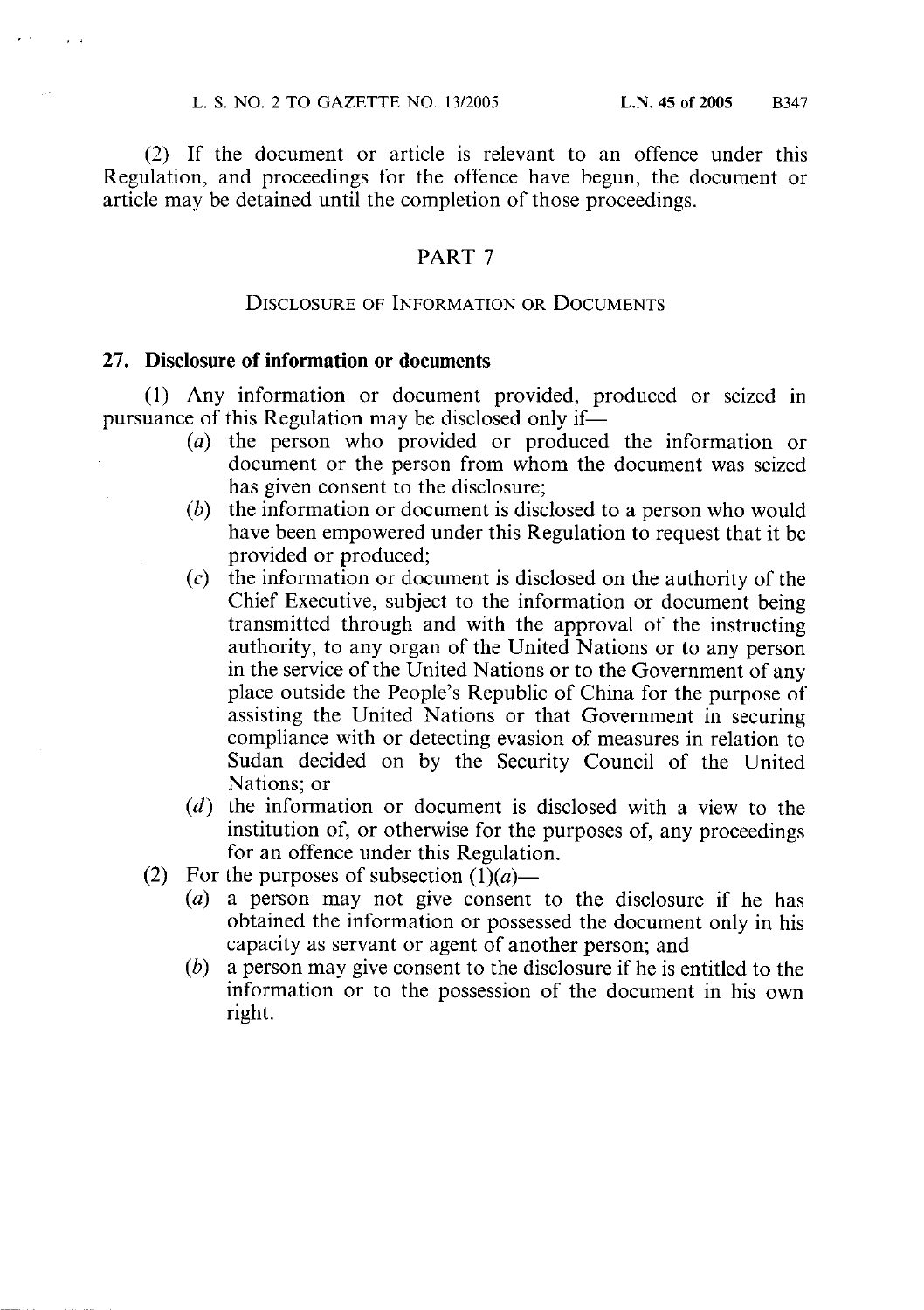(2) If the document or article is relevant to an offence under this Regulation, and proceedings for the offence have begun, the document or article may be detained until the completion of those proceedings.

## PART 7

### DISCLOSURE OF INFORMATION OR DOCUMENTS

**27. Disclosure of information or documents**

(1) Any information or document provided, produced or seized in pursuance of this Regulation may be disclosed only if—

- (*a*) the person who provided or produced the information or document or the person from whom the document was seized has given consent to the disclosure;
- (*b*) the information or document is disclosed to a person who would have been empowered under this Regulation to request that it be provided or produced;
- (*c*) the information or document is disclosed on the authority of the Chief Executive, subject to the information or document being transmitted through and with the approval of the instructing authority, to any organ of the United Nations or to any person in the service of the United Nations or to the Government of any place outside the People's Republic of China for the purpose of assisting the United Nations or that Government in securing compliance with or detecting evasion of measures in relation to Sudan decided on by the Security Council of the United Nations; or
- (*d*) the information or document is disclosed with a view to the institution of, or otherwise for the purposes of, any proceedings for an offence under this Regulation.

(2) For the purposes of subsection (1)(*a*)—

- (*a*) a person may not give consent to the disclosure if he has obtained the information or possessed the document only in his capacity as servant or agent of another person; and
- (*b*) a person may give consent to the disclosure if he is entitled to the information or to the possession of the document in his own right.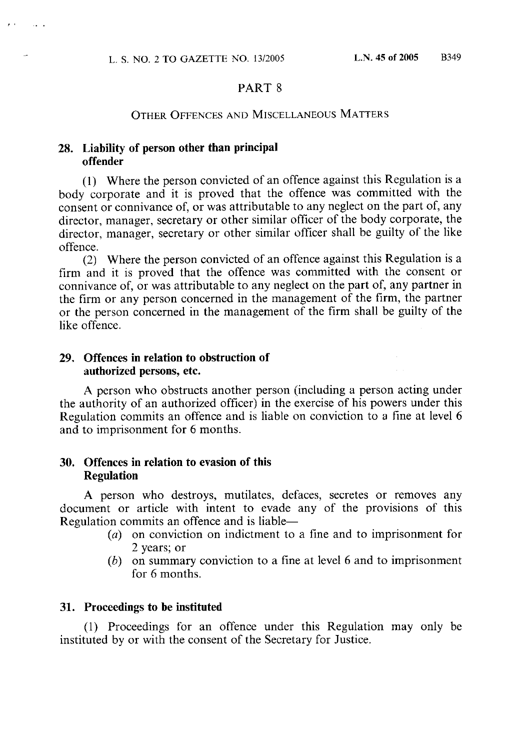## PART 8

### OTHER OFFENCES AND MISCELLANEOUS MATTERS

**28. Liability of person other than principal offender**

(1) Where the person convicted of an offence against this Regulation is a body corporate and it is proved that the offence was committed with the consent or connivance of, or was attributable to any neglect on the part of, any director, manager, secretary or other similar officer of the body corporate, the director, manager, secretary or other similar officer shall be guilty of the like offence.

(2) Where the person convicted of an offence against this Regulation is a firm and it is proved that the offence was committed with the consent or connivance of, or was attributable to any neglect on the part of, any partner in the firm or any person concerned in the management of the firm, the partner or the person concerned in the management of the firm shall be guilty of the like offence.

**29. Offences in relation to obstruction of authorized persons, etc.**

A person who obstructs another person (including a person acting under the authority of an authorized officer) in the exercise of his powers under this Regulation commits an offence and is liable on conviction to a fine at level 6 and to imprisonment for 6 months.

**30. Offences in relation to evasion of this Regulation**

A person who destroys, mutilates, defaces, secretes or removes any document or article with intent to evade any of the provisions of this Regulation commits an offence and is liable—

- (*a*) on conviction on indictment to a fine and to imprisonment for 2 years; or
- (*b*) on summary conviction to a fine at level 6 and to imprisonment for 6 months.

**31. Proceedings to be instituted**

(1) Proceedings for an offence under this Regulation may only be instituted by or with the consent of the Secretary for Justice.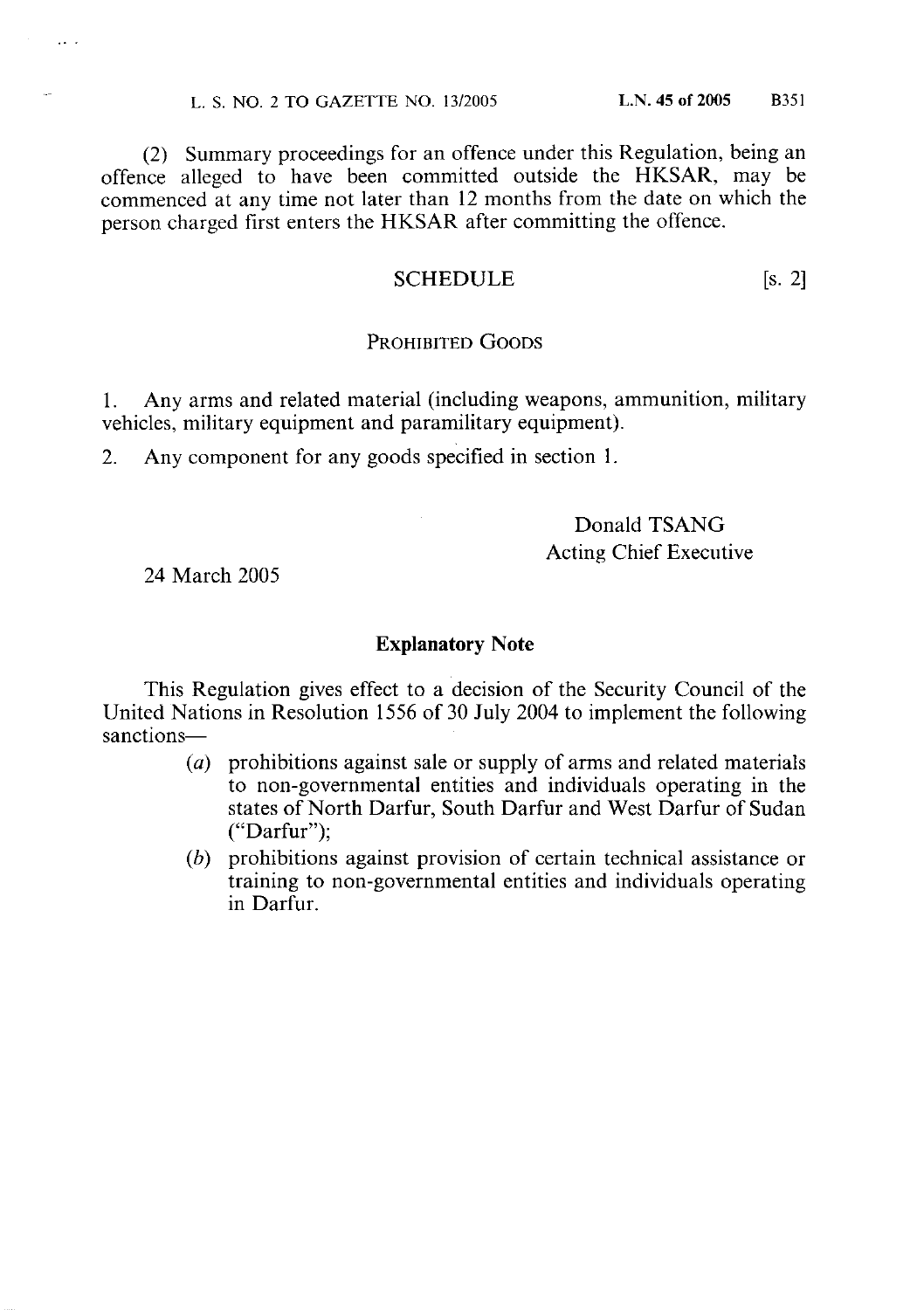(2) Summary proceedings for an offence under this Regulation, being an offence alleged to have been committed outside the HKSAR, may be commenced at any time not later than 12 months from the date on which the person charged first enters the HKSAR after committing the offence.

## SCHEDULE [s. 2]

### PROHIBITED GOODS

1. Any arms and related material (including weapons, ammunition, military vehicles, military equipment and paramilitary equipment).

2. Any component for any goods specified in section 1.

Donald TSANG
Acting Chief Executive

24 March 2005

### Explanatory Note

This Regulation gives effect to a decision of the Security Council of the United Nations in Resolution 1556 of 30 July 2004 to implement the following sanctions—

(*a*) prohibitions against sale or supply of arms and related materials to non-governmental entities and individuals operating in the states of North Darfur, South Darfur and West Darfur of Sudan ("Darfur");

(*b*) prohibitions against provision of certain technical assistance or training to non-governmental entities and individuals operating in Darfur.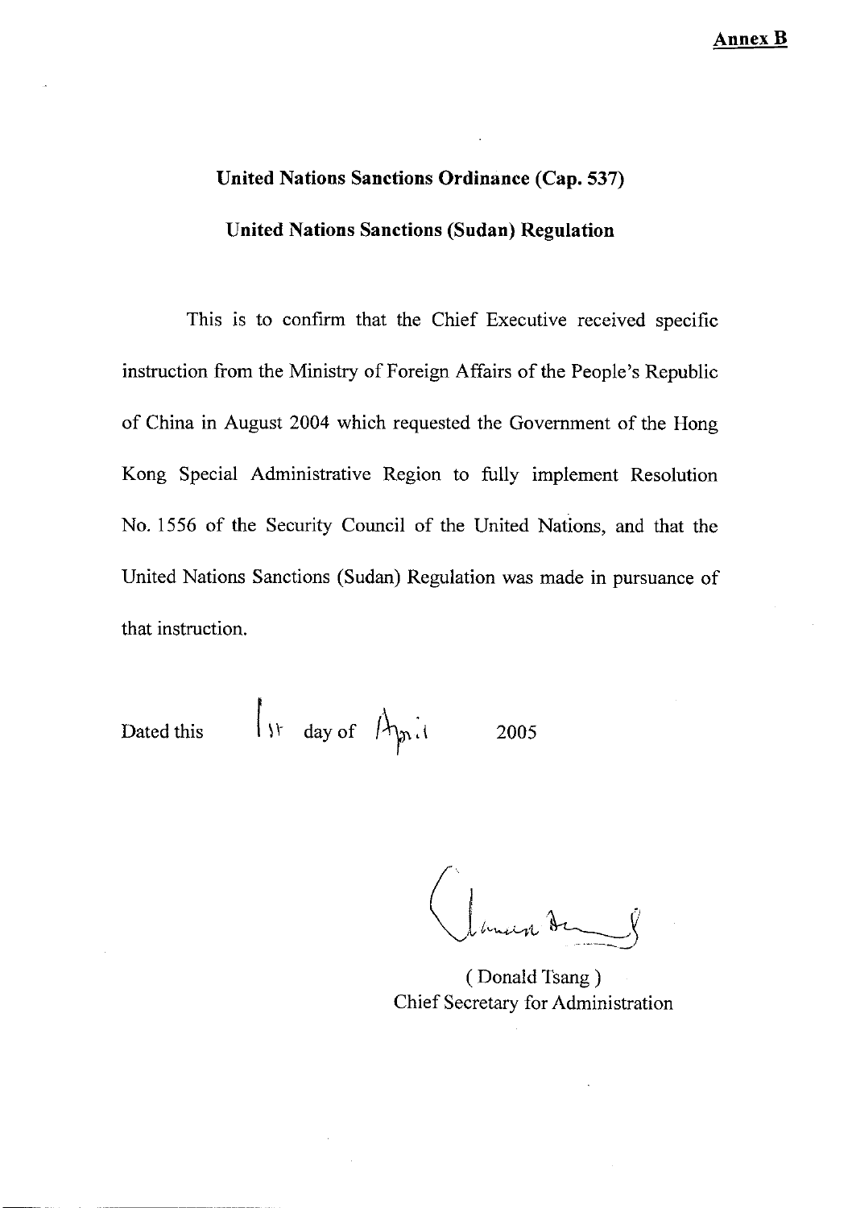**Annex B**

**United Nations Sanctions Ordinance (Cap. 537)**

**United Nations Sanctions (Sudan) Regulation**

This is to confirm that the Chief Executive received specific instruction from the Ministry of Foreign Affairs of the People's Republic of China in August 2004 which requested the Government of the Hong Kong Special Administrative Region to fully implement Resolution No. 1556 of the Security Council of the United Nations, and that the United Nations Sanctions (Sudan) Regulation was made in pursuance of that instruction.

Dated this 1st day of April 2005

( Donald Tsang )
Chief Secretary for Administration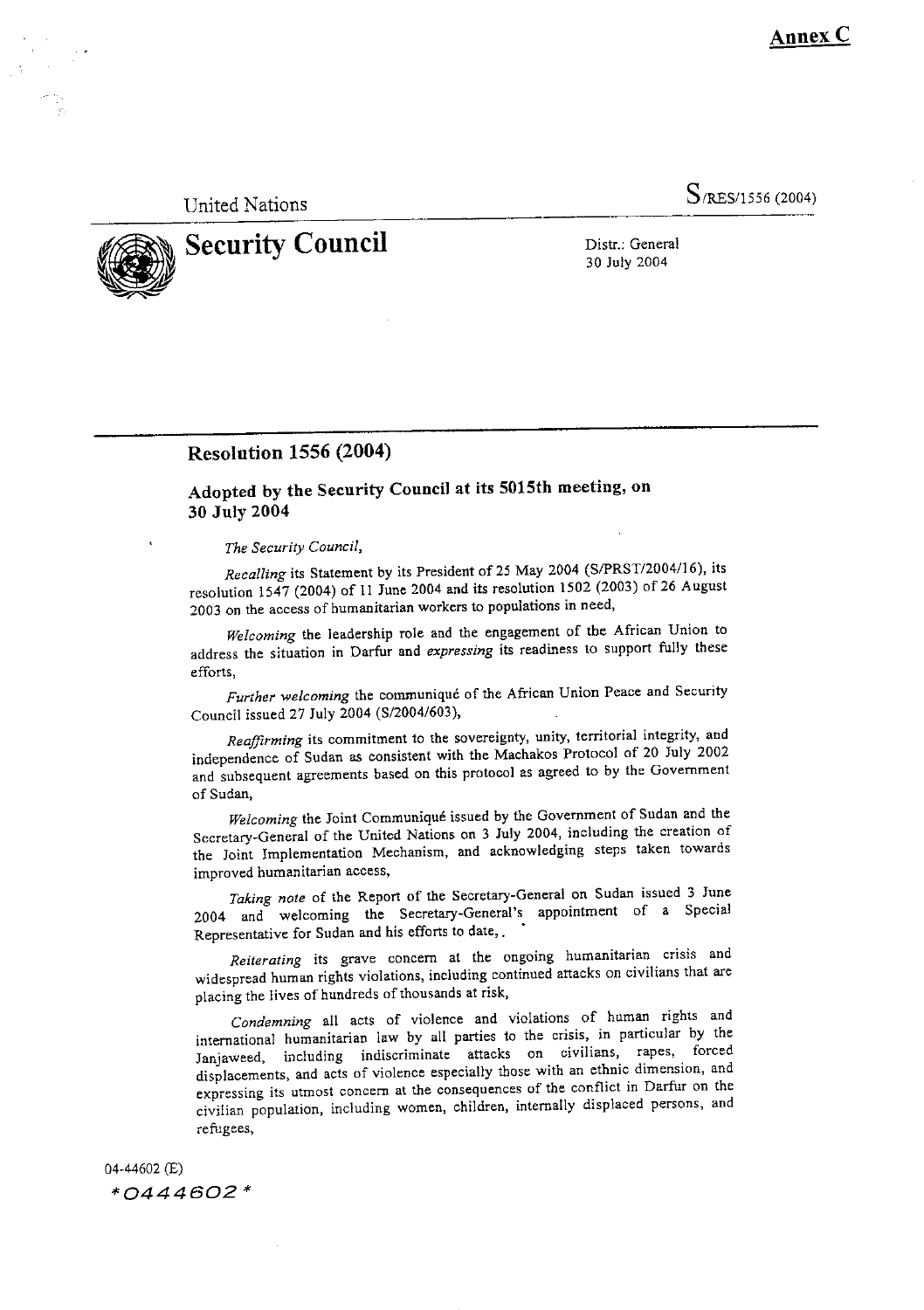**Annex C**

United Nations

S/RES/1556 (2004)

# Security Council

Distr.: General
30 July 2004

## Resolution 1556 (2004)

### Adopted by the Security Council at its 5015th meeting, on 30 July 2004

*The Security Council*,

*Recalling* its Statement by its President of 25 May 2004 (S/PRST/2004/16), its resolution 1547 (2004) of 11 June 2004 and its resolution 1502 (2003) of 26 August 2003 on the access of humanitarian workers to populations in need,

*Welcoming* the leadership role and the engagement of the African Union to address the situation in Darfur and *expressing* its readiness to support fully these efforts,

*Further welcoming* the communiqué of the African Union Peace and Security Council issued 27 July 2004 (S/2004/603),

*Reaffirming* its commitment to the sovereignty, unity, territorial integrity, and independence of Sudan as consistent with the Machakos Protocol of 20 July 2002 and subsequent agreements based on this protocol as agreed to by the Government of Sudan,

*Welcoming* the Joint Communiqué issued by the Government of Sudan and the Secretary-General of the United Nations on 3 July 2004, including the creation of the Joint Implementation Mechanism, and acknowledging steps taken towards improved humanitarian access,

*Taking note* of the Report of the Secretary-General on Sudan issued 3 June 2004 and welcoming the Secretary-General's appointment of a Special Representative for Sudan and his efforts to date,.

*Reiterating* its grave concern at the ongoing humanitarian crisis and widespread human rights violations, including continued attacks on civilians that are placing the lives of hundreds of thousands at risk,

*Condemning* all acts of violence and violations of human rights and international humanitarian law by all parties to the crisis, in particular by the Janjaweed, including indiscriminate attacks on civilians, rapes, forced displacements, and acts of violence especially those with an ethnic dimension, and expressing its utmost concern at the consequences of the conflict in Darfur on the civilian population, including women, children, internally displaced persons, and refugees,

04-44602 (E)

*0444602*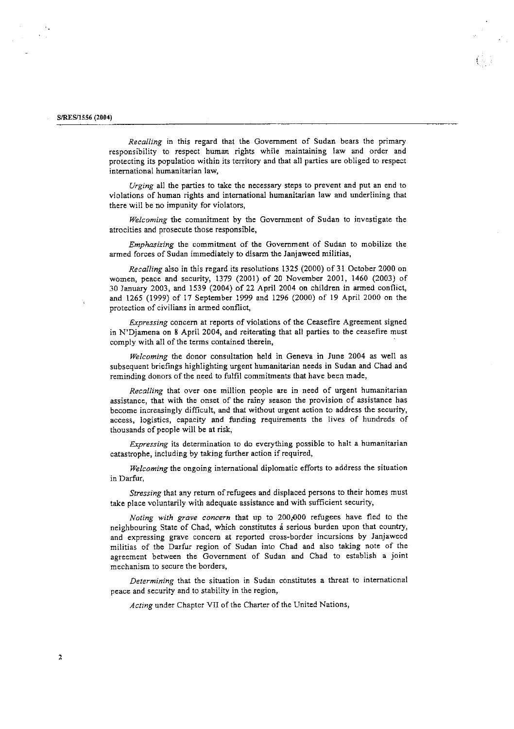*Recalling* in this regard that the Government of Sudan bears the primary responsibility to respect human rights while maintaining law and order and protecting its population within its territory and that all parties are obliged to respect international humanitarian law,

*Urging* all the parties to take the necessary steps to prevent and put an end to violations of human rights and international humanitarian law and underlining that there will be no impunity for violators,

*Welcoming* the commitment by the Government of Sudan to investigate the atrocities and prosecute those responsible,

*Emphasizing* the commitment of the Government of Sudan to mobilize the armed forces of Sudan immediately to disarm the Janjaweed militias,

*Recalling* also in this regard its resolutions 1325 (2000) of 31 October 2000 on women, peace and security, 1379 (2001) of 20 November 2001, 1460 (2003) of 30 January 2003, and 1539 (2004) of 22 April 2004 on children in armed conflict, and 1265 (1999) of 17 September 1999 and 1296 (2000) of 19 April 2000 on the protection of civilians in armed conflict,

*Expressing* concern at reports of violations of the Ceasefire Agreement signed in N'Djamena on 8 April 2004, and reiterating that all parties to the ceasefire must comply with all of the terms contained therein,

*Welcoming* the donor consultation held in Geneva in June 2004 as well as subsequent briefings highlighting urgent humanitarian needs in Sudan and Chad and reminding donors of the need to fulfil commitments that have been made,

*Recalling* that over one million people are in need of urgent humanitarian assistance, that with the onset of the rainy season the provision of assistance has become increasingly difficult, and that without urgent action to address the security, access, logistics, capacity and funding requirements the lives of hundreds of thousands of people will be at risk,

*Expressing* its determination to do everything possible to halt a humanitarian catastrophe, including by taking further action if required,

*Welcoming* the ongoing international diplomatic efforts to address the situation in Darfur,

*Stressing* that any return of refugees and displaced persons to their homes must take place voluntarily with adequate assistance and with sufficient security,

*Noting with grave concern* that up to 200,000 refugees have fled to the neighbouring State of Chad, which constitutes a serious burden upon that country, and expressing grave concern at reported cross-border incursions by Janjaweed militias of the Darfur region of Sudan into Chad and also taking note of the agreement between the Government of Sudan and Chad to establish a joint mechanism to secure the borders,

*Determining* that the situation in Sudan constitutes a threat to international peace and security and to stability in the region,

*Acting* under Chapter VII of the Charter of the United Nations,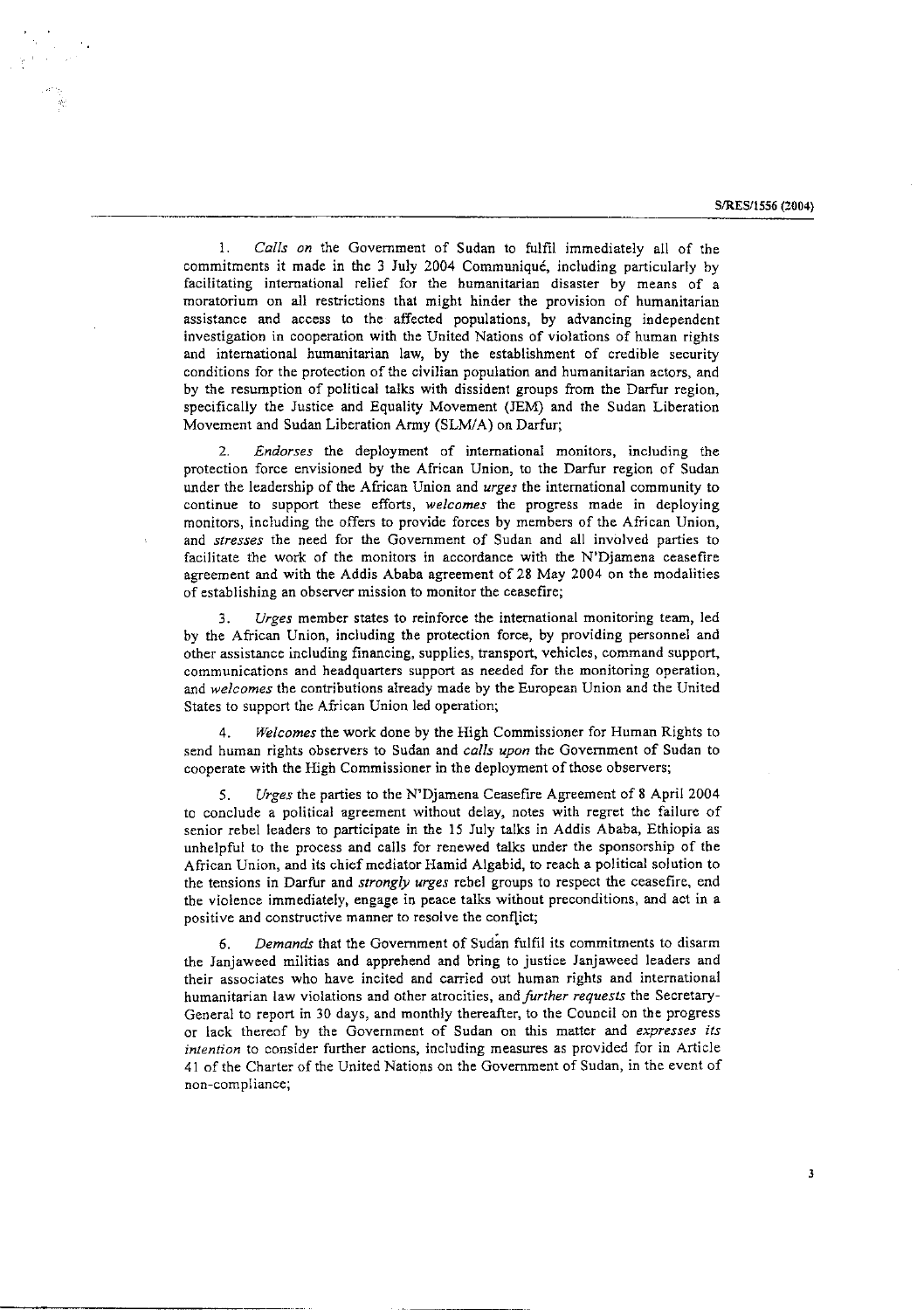1. *Calls on* the Government of Sudan to fulfil immediately all of the commitments it made in the 3 July 2004 Communiqué, including particularly by facilitating international relief for the humanitarian disaster by means of a moratorium on all restrictions that might hinder the provision of humanitarian assistance and access to the affected populations, by advancing independent investigation in cooperation with the United Nations of violations of human rights and international humanitarian law, by the establishment of credible security conditions for the protection of the civilian population and humanitarian actors, and by the resumption of political talks with dissident groups from the Darfur region, specifically the Justice and Equality Movement (JEM) and the Sudan Liberation Movement and Sudan Liberation Army (SLM/A) on Darfur;

2. *Endorses* the deployment of international monitors, including the protection force envisioned by the African Union, to the Darfur region of Sudan under the leadership of the African Union and *urges* the international community to continue to support these efforts, *welcomes* the progress made in deploying monitors, including the offers to provide forces by members of the African Union, and *stresses* the need for the Government of Sudan and all involved parties to facilitate the work of the monitors in accordance with the N'Djamena ceasefire agreement and with the Addis Ababa agreement of 28 May 2004 on the modalities of establishing an observer mission to monitor the ceasefire;

3. *Urges* member states to reinforce the international monitoring team, led by the African Union, including the protection force, by providing personnel and other assistance including financing, supplies, transport, vehicles, command support, communications and headquarters support as needed for the monitoring operation, and *welcomes* the contributions already made by the European Union and the United States to support the African Union led operation;

4. *Welcomes* the work done by the High Commissioner for Human Rights to send human rights observers to Sudan and *calls upon* the Government of Sudan to cooperate with the High Commissioner in the deployment of those observers;

5. *Urges* the parties to the N'Djamena Ceasefire Agreement of 8 April 2004 to conclude a political agreement without delay, notes with regret the failure of senior rebel leaders to participate in the 15 July talks in Addis Ababa, Ethiopia as unhelpful to the process and calls for renewed talks under the sponsorship of the African Union, and its chief mediator Hamid Algabid, to reach a political solution to the tensions in Darfur and *strongly urges* rebel groups to respect the ceasefire, end the violence immediately, engage in peace talks without preconditions, and act in a positive and constructive manner to resolve the conflict;

6. *Demands* that the Government of Sudan fulfil its commitments to disarm the Janjaweed militias and apprehend and bring to justice Janjaweed leaders and their associates who have incited and carried out human rights and international humanitarian law violations and other atrocities, and *further requests* the Secretary-General to report in 30 days, and monthly thereafter, to the Council on the progress or lack thereof by the Government of Sudan on this matter and *expresses its intention* to consider further actions, including measures as provided for in Article 41 of the Charter of the United Nations on the Government of Sudan, in the event of non-compliance;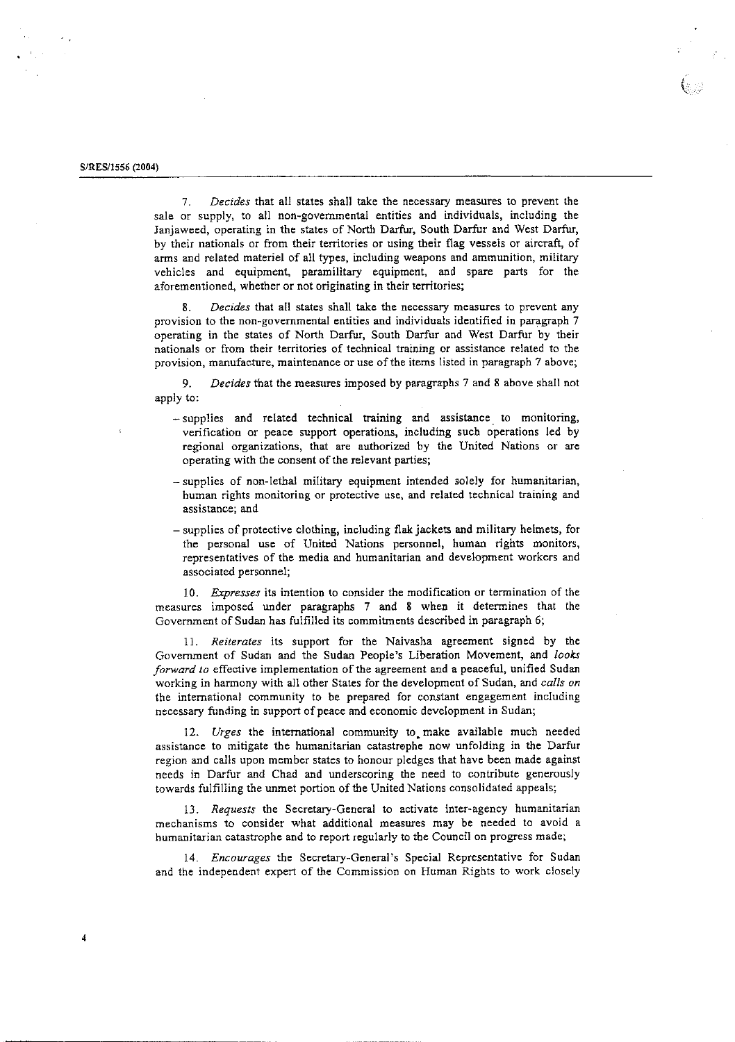7. *Decides* that all states shall take the necessary measures to prevent the sale or supply, to all non-governmental entities and individuals, including the Janjaweed, operating in the states of North Darfur, South Darfur and West Darfur, by their nationals or from their territories or using their flag vessels or aircraft, of arms and related materiel of all types, including weapons and ammunition, military vehicles and equipment, paramilitary equipment, and spare parts for the aforementioned, whether or not originating in their territories;

8. *Decides* that all states shall take the necessary measures to prevent any provision to the non-governmental entities and individuals identified in paragraph 7 operating in the states of North Darfur, South Darfur and West Darfur by their nationals or from their territories of technical training or assistance related to the provision, manufacture, maintenance or use of the items listed in paragraph 7 above;

9. *Decides* that the measures imposed by paragraphs 7 and 8 above shall not apply to:

- supplies and related technical training and assistance to monitoring, verification or peace support operations, including such operations led by regional organizations, that are authorized by the United Nations or are operating with the consent of the relevant parties;
- supplies of non-lethal military equipment intended solely for humanitarian, human rights monitoring or protective use, and related technical training and assistance; and
- supplies of protective clothing, including flak jackets and military helmets, for the personal use of United Nations personnel, human rights monitors, representatives of the media and humanitarian and development workers and associated personnel;

10. *Expresses* its intention to consider the modification or termination of the measures imposed under paragraphs 7 and 8 when it determines that the Government of Sudan has fulfilled its commitments described in paragraph 6;

11. *Reiterates* its support for the Naivasha agreement signed by the Government of Sudan and the Sudan People's Liberation Movement, and *looks forward to* effective implementation of the agreement and a peaceful, unified Sudan working in harmony with all other States for the development of Sudan, and *calls on* the international community to be prepared for constant engagement including necessary funding in support of peace and economic development in Sudan;

12. *Urges* the international community to make available much needed assistance to mitigate the humanitarian catastrophe now unfolding in the Darfur region and calls upon member states to honour pledges that have been made against needs in Darfur and Chad and underscoring the need to contribute generously towards fulfilling the unmet portion of the United Nations consolidated appeals;

13. *Requests* the Secretary-General to activate inter-agency humanitarian mechanisms to consider what additional measures may be needed to avoid a humanitarian catastrophe and to report regularly to the Council on progress made;

14. *Encourages* the Secretary-General's Special Representative for Sudan and the independent expert of the Commission on Human Rights to work closely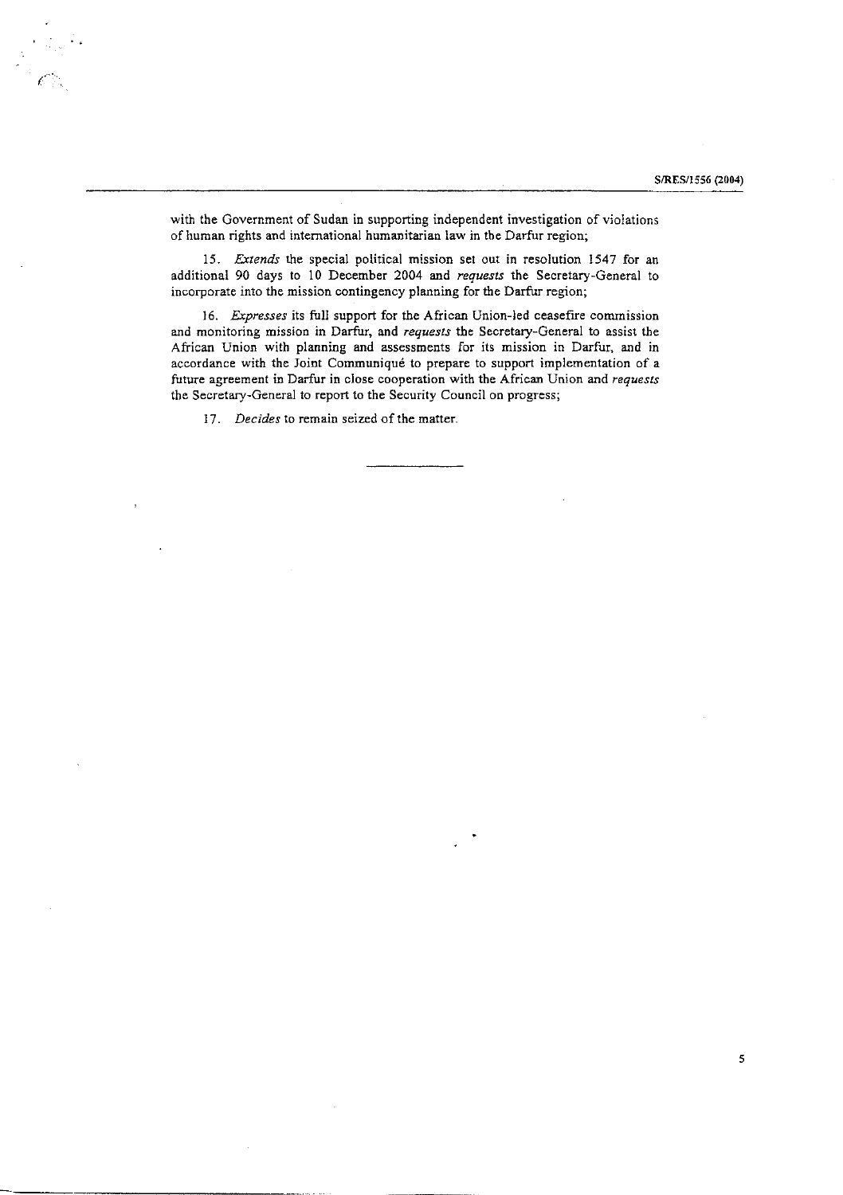with the Government of Sudan in supporting independent investigation of violations of human rights and international humanitarian law in the Darfur region;

15. *Extends* the special political mission set out in resolution 1547 for an additional 90 days to 10 December 2004 and *requests* the Secretary-General to incorporate into the mission contingency planning for the Darfur region;

16. *Expresses* its full support for the African Union-led ceasefire commission and monitoring mission in Darfur, and *requests* the Secretary-General to assist the African Union with planning and assessments for its mission in Darfur, and in accordance with the Joint Communiqué to prepare to support implementation of a future agreement in Darfur in close cooperation with the African Union and *requests* the Secretary-General to report to the Security Council on progress;

17. *Decides* to remain seized of the matter.